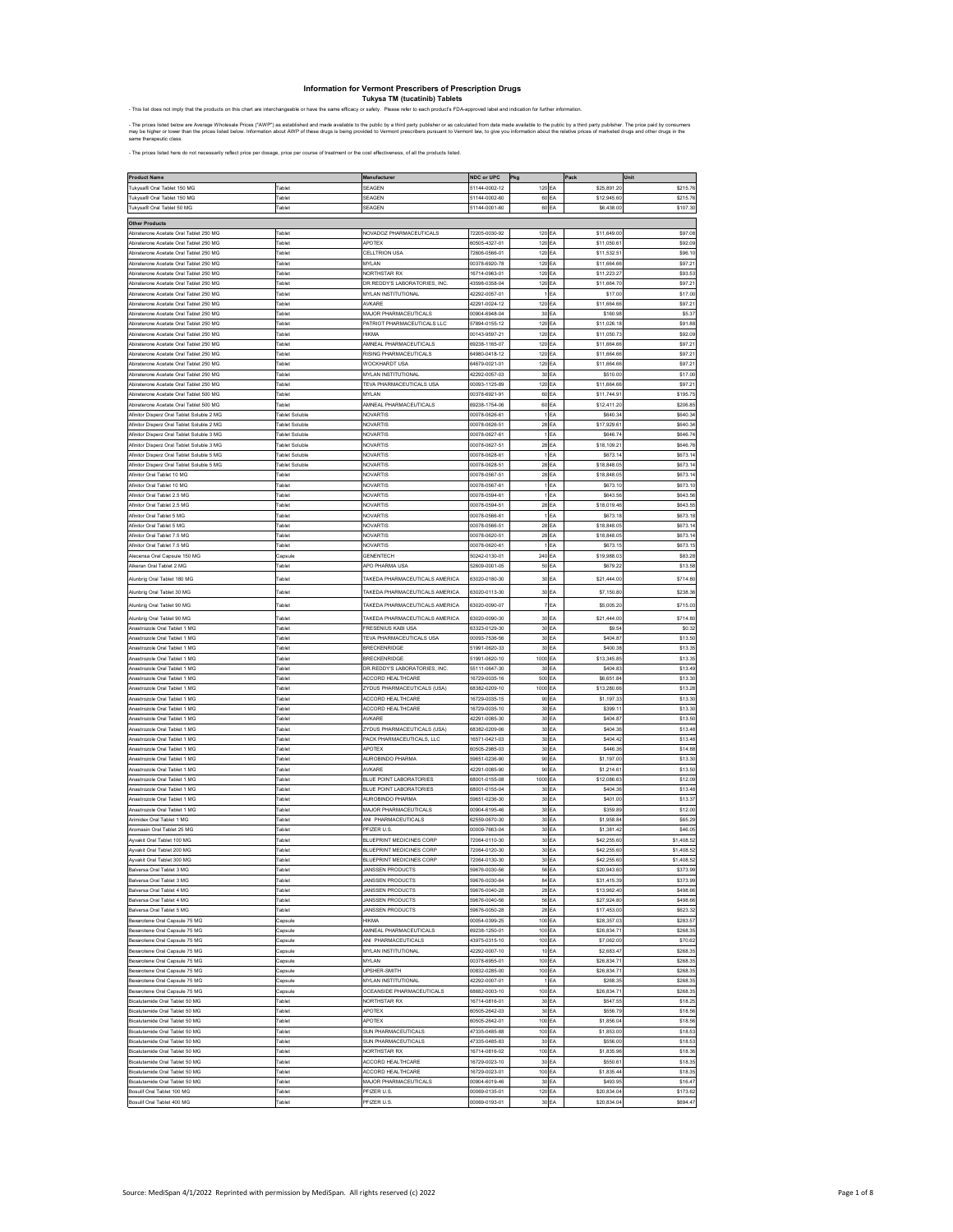# Information for Vermont Prescribers of Prescription Drugs

## Tukysa TM (tucatinib) Tablets

- This list does not imply that the products on this chart are interchangeable or have the same efficacy or safety. Please refer to each product's FDA-approved label and indication for further information.

- The prices listed below are Average Wholesale Prices ("AWP") as established and made available to the public by a third party publisher or as calculated from data made available to the public by a third party publisher. The price paid by consumers may be higher or lower than the prices listed below. Information about AWP of these drugs is being provided to Vermont prescribers pursuant to Vermont law, to give you information about the relative prices of marketed drugs and other drugs in the same therapeutic class.

- The prices listed here do not necessarily reflect price per dosage, price per course of treatment or the cost effectiveness, of all the products listed.

| Product Name | | Manufacturer | NDC or UPC | Pkg | | Pack | Unit |
|---|---|---|---|---|---|---|---|
| Tukysa® Oral Tablet 150 MG | Tablet | SEAGEN | 51144-0002-12 | 120 | EA | $25,891.20 | $215.76 |
| Tukysa® Oral Tablet 150 MG | Tablet | SEAGEN | 51144-0002-60 | 60 | EA | $12,945.60 | $215.76 |
| Tukysa® Oral Tablet 50 MG | Tablet | SEAGEN | 51144-0001-60 | 60 | EA | $6,438.00 | $107.30 |
| **Other Products** | | | | | | | |
| Abiraterone Acetate Oral Tablet 250 MG | Tablet | NOVADOZ PHARMACEUTICALS | 72205-0030-92 | 120 | EA | $11,649.00 | $97.08 |
| Abiraterone Acetate Oral Tablet 250 MG | Tablet | APOTEX | 60505-4327-01 | 120 | EA | $11,050.61 | $92.09 |
| Abiraterone Acetate Oral Tablet 250 MG | Tablet | CELLTRION USA | 72606-0566-01 | 120 | EA | $11,532.51 | $96.10 |
| Abiraterone Acetate Oral Tablet 250 MG | Tablet | MYLAN | 00378-6920-78 | 120 | EA | $11,664.66 | $97.21 |
| Abiraterone Acetate Oral Tablet 250 MG | Tablet | NORTHSTAR RX | 16714-0963-01 | 120 | EA | $11,223.27 | $93.53 |
| Abiraterone Acetate Oral Tablet 250 MG | Tablet | DR.REDDY'S LABORATORIES, INC. | 43598-0358-04 | 120 | EA | $11,664.70 | $97.21 |
| Abiraterone Acetate Oral Tablet 250 MG | Tablet | MYLAN INSTITUTIONAL | 42292-0057-01 | 1 | EA | $17.00 | $17.00 |
| Abiraterone Acetate Oral Tablet 250 MG | Tablet | AVKARE | 42291-0024-12 | 120 | EA | $11,664.66 | $97.21 |
| Abiraterone Acetate Oral Tablet 250 MG | Tablet | MAJOR PHARMACEUTICALS | 00904-6948-04 | 30 | EA | $160.98 | $5.37 |
| Abiraterone Acetate Oral Tablet 250 MG | Tablet | PATRIOT PHARMACEUTICALS LLC | 57894-0155-12 | 120 | EA | $11,026.18 | $91.88 |
| Abiraterone Acetate Oral Tablet 250 MG | Tablet | HIKMA | 00143-9597-21 | 120 | EA | $11,050.73 | $92.09 |
| Abiraterone Acetate Oral Tablet 250 MG | Tablet | AMNEAL PHARMACEUTICALS | 69238-1165-07 | 120 | EA | $11,664.66 | $97.21 |
| Abiraterone Acetate Oral Tablet 250 MG | Tablet | RISING PHARMACEUTICALS | 64980-0418-12 | 120 | EA | $11,664.66 | $97.21 |
| Abiraterone Acetate Oral Tablet 250 MG | Tablet | WOCKHARDT USA | 64679-0021-01 | 120 | EA | $11,664.66 | $97.21 |
| Abiraterone Acetate Oral Tablet 250 MG | Tablet | MYLAN INSTITUTIONAL | 42292-0057-03 | 30 | EA | $510.00 | $17.00 |
| Abiraterone Acetate Oral Tablet 250 MG | Tablet | TEVA PHARMACEUTICALS USA | 00093-1125-89 | 120 | EA | $11,664.66 | $97.21 |
| Abiraterone Acetate Oral Tablet 500 MG | Tablet | MYLAN | 00378-6921-91 | 60 | EA | $11,744.91 | $195.75 |
| Abiraterone Acetate Oral Tablet 500 MG | Tablet | AMNEAL PHARMACEUTICALS | 69238-1754-06 | 60 | EA | $12,411.20 | $206.85 |
| Afinitor Disperz Oral Tablet Soluble 2 MG | Tablet Soluble | NOVARTIS | 00078-0626-61 | 1 | EA | $640.34 | $640.34 |
| Afinitor Disperz Oral Tablet Soluble 2 MG | Tablet Soluble | NOVARTIS | 00078-0626-51 | 28 | EA | $17,929.61 | $640.34 |
| Afinitor Disperz Oral Tablet Soluble 3 MG | Tablet Soluble | NOVARTIS | 00078-0627-61 | 1 | EA | $646.74 | $646.74 |
| Afinitor Disperz Oral Tablet Soluble 3 MG | Tablet Soluble | NOVARTIS | 00078-0627-51 | 28 | EA | $18,109.21 | $646.76 |
| Afinitor Disperz Oral Tablet Soluble 5 MG | Tablet Soluble | NOVARTIS | 00078-0628-61 | 1 | EA | $673.14 | $673.14 |
| Afinitor Disperz Oral Tablet Soluble 5 MG | Tablet Soluble | NOVARTIS | 00078-0628-51 | 28 | EA | $18,848.05 | $673.14 |
| Afinitor Oral Tablet 10 MG | Tablet | NOVARTIS | 00078-0567-51 | 28 | EA | $18,848.05 | $673.14 |
| Afinitor Oral Tablet 10 MG | Tablet | NOVARTIS | 00078-0567-61 | 1 | EA | $673.10 | $673.10 |
| Afinitor Oral Tablet 2.5 MG | Tablet | NOVARTIS | 00078-0594-61 | 1 | EA | $643.56 | $643.56 |
| Afinitor Oral Tablet 2.5 MG | Tablet | NOVARTIS | 00078-0594-51 | 28 | EA | $18,019.46 | $643.55 |
| Afinitor Oral Tablet 5 MG | Tablet | NOVARTIS | 00078-0566-61 | 1 | EA | $673.18 | $673.18 |
| Afinitor Oral Tablet 5 MG | Tablet | NOVARTIS | 00078-0566-51 | 28 | EA | $18,848.05 | $673.14 |
| Afinitor Oral Tablet 7.5 MG | Tablet | NOVARTIS | 00078-0620-51 | 28 | EA | $18,848.05 | $673.14 |
| Afinitor Oral Tablet 7.5 MG | Tablet | NOVARTIS | 00078-0620-61 | 1 | EA | $673.15 | $673.15 |
| Alecensa Oral Capsule 150 MG | Capsule | GENENTECH | 50242-0130-01 | 240 | EA | $19,988.03 | $83.28 |
| Alkeran Oral Tablet 2 MG | Tablet | APO PHARMA USA | 52609-0001-05 | 50 | EA | $679.22 | $13.58 |
| Alunbrig Oral Tablet 180 MG | Tablet | TAKEDA PHARMACEUTICALS AMERICA | 63020-0180-30 | 30 | EA | $21,444.00 | $714.80 |
| Alunbrig Oral Tablet 30 MG | Tablet | TAKEDA PHARMACEUTICALS AMERICA | 63020-0113-30 | 30 | EA | $7,150.80 | $238.36 |
| Alunbrig Oral Tablet 90 MG | Tablet | TAKEDA PHARMACEUTICALS AMERICA | 63020-0090-07 | 7 | EA | $5,005.20 | $715.03 |
| Alunbrig Oral Tablet 90 MG | Tablet | TAKEDA PHARMACEUTICALS AMERICA | 63020-0090-30 | 30 | EA | $21,444.00 | $714.80 |
| Anastrozole Oral Tablet 1 MG | Tablet | FRESENIUS KABI USA | 63323-0129-30 | 30 | EA | $9.54 | $0.32 |
| Anastrozole Oral Tablet 1 MG | Tablet | TEVA PHARMACEUTICALS USA | 00093-7536-56 | 30 | EA | $404.87 | $13.50 |
| Anastrozole Oral Tablet 1 MG | Tablet | BRECKENRIDGE | 51991-0620-33 | 30 | EA | $400.38 | $13.35 |
| Anastrozole Oral Tablet 1 MG | Tablet | BRECKENRIDGE | 51991-0620-10 | 1000 | EA | $13,345.85 | $13.35 |
| Anastrozole Oral Tablet 1 MG | Tablet | DR.REDDY'S LABORATORIES, INC. | 55111-0647-30 | 30 | EA | $404.83 | $13.49 |
| Anastrozole Oral Tablet 1 MG | Tablet | ACCORD HEALTHCARE | 16729-0035-16 | 500 | EA | $6,651.84 | $13.30 |
| Anastrozole Oral Tablet 1 MG | Tablet | ZYDUS PHARMACEUTICALS (USA) | 68382-0209-10 | 1000 | EA | $13,280.66 | $13.28 |
| Anastrozole Oral Tablet 1 MG | Tablet | ACCORD HEALTHCARE | 16729-0035-15 | 90 | EA | $1,197.33 | $13.30 |
| Anastrozole Oral Tablet 1 MG | Tablet | ACCORD HEALTHCARE | 16729-0035-10 | 30 | EA | $399.11 | $13.30 |
| Anastrozole Oral Tablet 1 MG | Tablet | AVKARE | 42291-0085-30 | 30 | EA | $404.87 | $13.50 |
| Anastrozole Oral Tablet 1 MG | Tablet | ZYDUS PHARMACEUTICALS (USA) | 68382-0209-06 | 30 | EA | $404.36 | $13.48 |
| Anastrozole Oral Tablet 1 MG | Tablet | PACK PHARMACEUTICALS, LLC | 16571-0421-03 | 30 | EA | $404.42 | $13.48 |
| Anastrozole Oral Tablet 1 MG | Tablet | APOTEX | 60505-2985-03 | 30 | EA | $446.38 | $14.88 |
| Anastrozole Oral Tablet 1 MG | Tablet | AUROBINDO PHARMA | 59651-0236-90 | 90 | EA | $1,197.00 | $13.30 |
| Anastrozole Oral Tablet 1 MG | Tablet | AVKARE | 42291-0085-90 | 90 | EA | $1,214.61 | $13.50 |
| Anastrozole Oral Tablet 1 MG | Tablet | BLUE POINT LABORATORIES | 68001-0155-08 | 1000 | EA | $12,086.63 | $12.09 |
| Anastrozole Oral Tablet 1 MG | Tablet | BLUE POINT LABORATORIES | 68001-0155-04 | 30 | EA | $404.36 | $13.48 |
| Anastrozole Oral Tablet 1 MG | Tablet | AUROBINDO PHARMA | 59651-0236-30 | 30 | EA | $401.00 | $13.37 |
| Anastrozole Oral Tablet 1 MG | Tablet | MAJOR PHARMACEUTICALS | 00904-6195-46 | 30 | EA | $359.89 | $12.00 |
| Arimidex Oral Tablet 1 MG | Tablet | ANI PHARMACEUTICALS | 62559-0670-30 | 30 | EA | $1,958.84 | $65.29 |
| Aromasin Oral Tablet 25 MG | Tablet | PFIZER U.S. | 00009-7663-04 | 30 | EA | $1,381.42 | $46.05 |
| Ayvakit Oral Tablet 100 MG | Tablet | BLUEPRINT MEDICINES CORP | 72064-0110-30 | 30 | EA | $42,255.60 | $1,408.52 |
| Ayvakit Oral Tablet 200 MG | Tablet | BLUEPRINT MEDICINES CORP | 72064-0120-30 | 30 | EA | $42,255.60 | $1,408.52 |
| Ayvakit Oral Tablet 300 MG | Tablet | BLUEPRINT MEDICINES CORP | 72064-0130-30 | 30 | EA | $42,255.60 | $1,408.52 |
| Balversa Oral Tablet 3 MG | Tablet | JANSSEN PRODUCTS | 59676-0030-56 | 56 | EA | $20,943.60 | $373.99 |
| Balversa Oral Tablet 3 MG | Tablet | JANSSEN PRODUCTS | 59676-0030-84 | 84 | EA | $31,415.39 | $373.99 |
| Balversa Oral Tablet 4 MG | Tablet | JANSSEN PRODUCTS | 59676-0040-28 | 28 | EA | $13,962.40 | $498.66 |
| Balversa Oral Tablet 4 MG | Tablet | JANSSEN PRODUCTS | 59676-0040-56 | 56 | EA | $27,924.80 | $498.66 |
| Balversa Oral Tablet 5 MG | Tablet | JANSSEN PRODUCTS | 59676-0050-28 | 28 | EA | $17,453.00 | $623.32 |
| Bexarotene Oral Capsule 75 MG | Capsule | HIKMA | 00054-0399-25 | 100 | EA | $28,357.03 | $283.57 |
| Bexarotene Oral Capsule 75 MG | Capsule | AMNEAL PHARMACEUTICALS | 69238-1250-01 | 100 | EA | $26,834.71 | $268.35 |
| Bexarotene Oral Capsule 75 MG | Capsule | ANI PHARMACEUTICALS | 43975-0315-10 | 100 | EA | $7,062.00 | $70.62 |
| Bexarotene Oral Capsule 75 MG | Capsule | MYLAN INSTITUTIONAL | 42292-0007-10 | 10 | EA | $2,683.47 | $268.35 |
| Bexarotene Oral Capsule 75 MG | Capsule | MYLAN | 00378-6955-01 | 100 | EA | $26,834.71 | $268.35 |
| Bexarotene Oral Capsule 75 MG | Capsule | UPSHER-SMITH | 00832-0285-00 | 100 | EA | $26,834.71 | $268.35 |
| Bexarotene Oral Capsule 75 MG | Capsule | MYLAN INSTITUTIONAL | 42292-0007-01 | 1 | EA | $268.35 | $268.35 |
| Bexarotene Oral Capsule 75 MG | Capsule | OCEANSIDE PHARMACEUTICALS | 68682-0003-10 | 100 | EA | $26,834.71 | $268.35 |
| Bicalutamide Oral Tablet 50 MG | Tablet | NORTHSTAR RX | 16714-0816-01 | 30 | EA | $547.55 | $18.25 |
| Bicalutamide Oral Tablet 50 MG | Tablet | APOTEX | 60505-2642-03 | 30 | EA | $556.79 | $18.56 |
| Bicalutamide Oral Tablet 50 MG | Tablet | APOTEX | 60505-2642-01 | 100 | EA | $1,856.04 | $18.56 |
| Bicalutamide Oral Tablet 50 MG | Tablet | SUN PHARMACEUTICALS | 47335-0485-88 | 100 | EA | $1,853.00 | $18.53 |
| Bicalutamide Oral Tablet 50 MG | Tablet | SUN PHARMACEUTICALS | 47335-0485-83 | 30 | EA | $556.00 | $18.53 |
| Bicalutamide Oral Tablet 50 MG | Tablet | NORTHSTAR RX | 16714-0816-02 | 100 | EA | $1,835.96 | $18.36 |
| Bicalutamide Oral Tablet 50 MG | Tablet | ACCORD HEALTHCARE | 16729-0023-10 | 30 | EA | $550.61 | $18.35 |
| Bicalutamide Oral Tablet 50 MG | Tablet | ACCORD HEALTHCARE | 16729-0023-01 | 100 | EA | $1,835.44 | $18.35 |
| Bicalutamide Oral Tablet 50 MG | Tablet | MAJOR PHARMACEUTICALS | 00904-6019-46 | 30 | EA | $493.95 | $16.47 |
| Bosulif Oral Tablet 100 MG | Tablet | PFIZER U.S. | 00069-0135-01 | 120 | EA | $20,834.04 | $173.62 |
| Bosulif Oral Tablet 400 MG | Tablet | PFIZER U.S. | 00069-0193-01 | 30 | EA | $20,834.04 | $694.47 |

Source: MediSpan 4/1/2022 Reprinted with permission by MediSpan. All rights reserved (c) 2022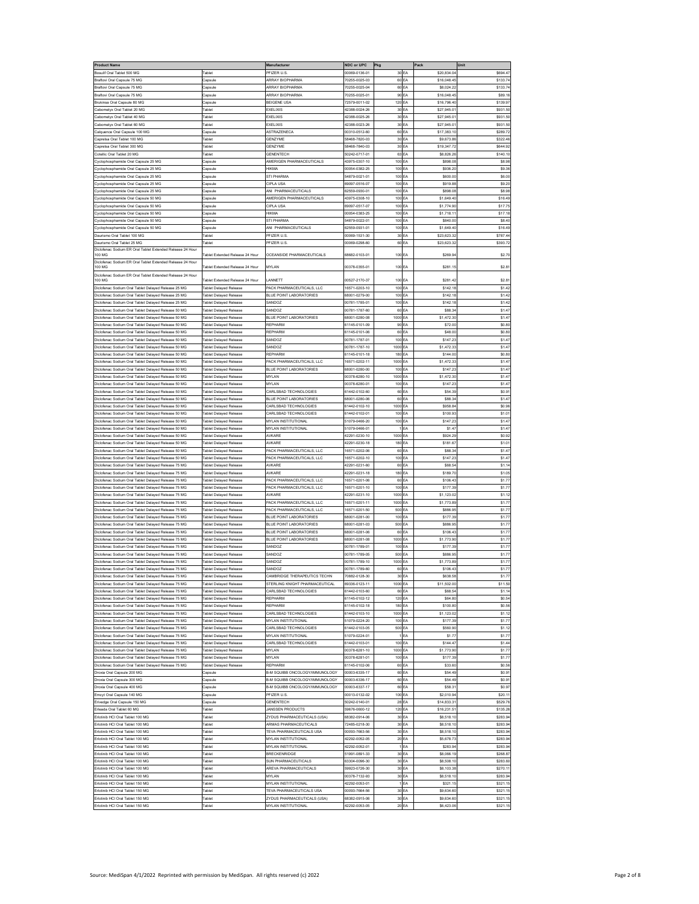| Product Name | | Manufacturer | NDC or UPC | Pkg | | Pack | Unit |
|---|---|---|---|---|---|---|---|
| Bosulif Oral Tablet 500 MG | Tablet | PFIZER U.S. | 00069-0136-01 | 30 | EA | $20,834.04 | $694.47 |
| Braftovi Oral Capsule 75 MG | Capsule | ARRAY BIOPHARMA | 70255-0025-03 | 60 | EA | $16,048.45 | $133.74 |
| Braftovi Oral Capsule 75 MG | Capsule | ARRAY BIOPHARMA | 70255-0025-04 | 60 | EA | $8,024.22 | $133.74 |
| Braftovi Oral Capsule 75 MG | Capsule | ARRAY BIOPHARMA | 70255-0025-01 | 90 | EA | $16,048.45 | $89.16 |
| Brukinsa Oral Capsule 80 MG | Capsule | BEIGENE USA | 72579-0011-02 | 120 | EA | $16,796.40 | $139.97 |
| Cabometyx Oral Tablet 20 MG | Tablet | EXELIXIS | 42388-0024-26 | 30 | EA | $27,945.01 | $931.50 |
| Cabometyx Oral Tablet 40 MG | Tablet | EXELIXIS | 42388-0025-26 | 30 | EA | $27,945.01 | $931.50 |
| Cabometyx Oral Tablet 60 MG | Tablet | EXELIXIS | 42388-0023-26 | 30 | EA | $27,945.01 | $931.50 |
| Calquence Oral Capsule 100 MG | Capsule | ASTRAZENECA | 00310-0512-60 | 60 | EA | $17,383.10 | $289.72 |
| Caprelsa Oral Tablet 100 MG | Tablet | GENZYME | 58468-7820-03 | 30 | EA | $9,673.86 | $322.46 |
| Caprelsa Oral Tablet 300 MG | Tablet | GENZYME | 58468-7840-03 | 30 | EA | $19,347.72 | $644.92 |
| Cotellic Oral Tablet 20 MG | Tablet | GENENTECH | 50242-0717-01 | 63 | EA | $8,826.26 | $140.10 |
| Cyclophosphamide Oral Capsule 25 MG | Capsule | AMERIGEN PHARMACEUTICALS | 43975-0307-10 | 100 | EA | $898.08 | $8.98 |
| Cyclophosphamide Oral Capsule 25 MG | Capsule | HIKMA | 00054-0382-25 | 100 | EA | $936.20 | $9.36 |
| Cyclophosphamide Oral Capsule 25 MG | Capsule | STI PHARMA | 54879-0021-01 | 100 | EA | $600.00 | $6.00 |
| Cyclophosphamide Oral Capsule 25 MG | Capsule | CIPLA USA | 69097-0516-07 | 100 | EA | $919.88 | $9.20 |
| Cyclophosphamide Oral Capsule 25 MG | Capsule | ANI PHARMACEUTICALS | 62559-0930-01 | 100 | EA | $898.08 | $8.98 |
| Cyclophosphamide Oral Capsule 50 MG | Capsule | AMERIGEN PHARMACEUTICALS | 43975-0308-10 | 100 | EA | $1,649.40 | $16.49 |
| Cyclophosphamide Oral Capsule 50 MG | Capsule | CIPLA USA | 69097-0517-07 | 100 | EA | $1,774.90 | $17.75 |
| Cyclophosphamide Oral Capsule 50 MG | Capsule | HIKMA | 00054-0383-25 | 100 | EA | $1,718.11 | $17.18 |
| Cyclophosphamide Oral Capsule 50 MG | Capsule | STI PHARMA | 54879-0022-01 | 100 | EA | $840.00 | $8.40 |
| Cyclophosphamide Oral Capsule 50 MG | Capsule | ANI PHARMACEUTICALS | 62559-0931-01 | 100 | EA | $1,649.40 | $16.49 |
| Daurismo Oral Tablet 100 MG | Tablet | PFIZER U.S. | 00069-1531-30 | 30 | EA | $23,623.32 | $787.44 |
| Daurismo Oral Tablet 25 MG | Tablet | PFIZER U.S. | 00069-0298-60 | 60 | EA | $23,623.32 | $393.72 |
| Diclofenac Sodium ER Oral Tablet Extended Release 24 Hour 100 MG | Tablet Extended Release 24 Hour | OCEANSIDE PHARMACEUTICALS | 68682-0103-01 | 100 | EA | $269.94 | $2.70 |
| Diclofenac Sodium ER Oral Tablet Extended Release 24 Hour 100 MG | Tablet Extended Release 24 Hour | MYLAN | 00378-0355-01 | 100 | EA | $281.15 | $2.81 |
| Diclofenac Sodium ER Oral Tablet Extended Release 24 Hour 100 MG | Tablet Extended Release 24 Hour | LANNETT | 00527-2170-37 | 100 | EA | $281.42 | $2.81 |
| Diclofenac Sodium Oral Tablet Delayed Release 25 MG | Tablet Delayed Release | PACK PHARMACEUTICALS, LLC | 16571-0203-10 | 100 | EA | $142.18 | $1.42 |
| Diclofenac Sodium Oral Tablet Delayed Release 25 MG | Tablet Delayed Release | BLUE POINT LABORATORIES | 68001-0279-00 | 100 | EA | $142.18 | $1.42 |
| Diclofenac Sodium Oral Tablet Delayed Release 25 MG | Tablet Delayed Release | SANDOZ | 00781-1785-01 | 100 | EA | $142.18 | $1.42 |
| Diclofenac Sodium Oral Tablet Delayed Release 50 MG | Tablet Delayed Release | SANDOZ | 00781-1787-60 | 60 | EA | $88.34 | $1.47 |
| Diclofenac Sodium Oral Tablet Delayed Release 50 MG | Tablet Delayed Release | BLUE POINT LABORATORIES | 68001-0280-08 | 1000 | EA | $1,472.30 | $1.47 |
| Diclofenac Sodium Oral Tablet Delayed Release 50 MG | Tablet Delayed Release | REPHARM | 61145-0101-09 | 90 | EA | $72.00 | $0.80 |
| Diclofenac Sodium Oral Tablet Delayed Release 50 MG | Tablet Delayed Release | REPHARM | 61145-0101-06 | 60 | EA | $48.00 | $0.80 |
| Diclofenac Sodium Oral Tablet Delayed Release 50 MG | Tablet Delayed Release | SANDOZ | 00781-1787-01 | 100 | EA | $147.23 | $1.47 |
| Diclofenac Sodium Oral Tablet Delayed Release 50 MG | Tablet Delayed Release | SANDOZ | 00781-1787-10 | 1000 | EA | $1,472.33 | $1.47 |
| Diclofenac Sodium Oral Tablet Delayed Release 50 MG | Tablet Delayed Release | REPHARM | 61145-0101-18 | 180 | EA | $144.00 | $0.80 |
| Diclofenac Sodium Oral Tablet Delayed Release 50 MG | Tablet Delayed Release | PACK PHARMACEUTICALS, LLC | 16571-0202-11 | 1000 | EA | $1,472.33 | $1.47 |
| Diclofenac Sodium Oral Tablet Delayed Release 50 MG | Tablet Delayed Release | BLUE POINT LABORATORIES | 68001-0280-00 | 100 | EA | $147.23 | $1.47 |
| Diclofenac Sodium Oral Tablet Delayed Release 50 MG | Tablet Delayed Release | MYLAN | 00378-6280-10 | 1000 | EA | $1,472.30 | $1.47 |
| Diclofenac Sodium Oral Tablet Delayed Release 50 MG | Tablet Delayed Release | MYLAN | 00378-6280-01 | 100 | EA | $147.23 | $1.47 |
| Diclofenac Sodium Oral Tablet Delayed Release 50 MG | Tablet Delayed Release | CARLSBAD TECHNOLOGIES | 61442-0102-60 | 60 | EA | $54.39 | $0.91 |
| Diclofenac Sodium Oral Tablet Delayed Release 50 MG | Tablet Delayed Release | BLUE POINT LABORATORIES | 68001-0280-06 | 60 | EA | $88.34 | $1.47 |
| Diclofenac Sodium Oral Tablet Delayed Release 50 MG | Tablet Delayed Release | CARLSBAD TECHNOLOGIES | 61442-0102-10 | 1000 | EA | $958.84 | $0.96 |
| Diclofenac Sodium Oral Tablet Delayed Release 50 MG | Tablet Delayed Release | CARLSBAD TECHNOLOGIES | 61442-0102-01 | 100 | EA | $100.93 | $1.01 |
| Diclofenac Sodium Oral Tablet Delayed Release 50 MG | Tablet Delayed Release | MYLAN INSTITUTIONAL | 51079-0466-20 | 100 | EA | $147.23 | $1.47 |
| Diclofenac Sodium Oral Tablet Delayed Release 50 MG | Tablet Delayed Release | MYLAN INSTITUTIONAL | 51079-0466-01 | 1 | EA | $1.47 | $1.47 |
| Diclofenac Sodium Oral Tablet Delayed Release 50 MG | Tablet Delayed Release | AVKARE | 42291-0230-10 | 1000 | EA | $924.29 | $0.92 |
| Diclofenac Sodium Oral Tablet Delayed Release 50 MG | Tablet Delayed Release | AVKARE | 42291-0230-18 | 180 | EA | $181.67 | $1.01 |
| Diclofenac Sodium Oral Tablet Delayed Release 50 MG | Tablet Delayed Release | PACK PHARMACEUTICALS, LLC | 16571-0202-06 | 60 | EA | $88.34 | $1.47 |
| Diclofenac Sodium Oral Tablet Delayed Release 50 MG | Tablet Delayed Release | PACK PHARMACEUTICALS, LLC | 16571-0202-10 | 100 | EA | $147.23 | $1.47 |
| Diclofenac Sodium Oral Tablet Delayed Release 75 MG | Tablet Delayed Release | AVKARE | 42291-0231-60 | 60 | EA | $68.54 | $1.14 |
| Diclofenac Sodium Oral Tablet Delayed Release 75 MG | Tablet Delayed Release | AVKARE | 42291-0231-18 | 180 | EA | $189.70 | $1.05 |
| Diclofenac Sodium Oral Tablet Delayed Release 75 MG | Tablet Delayed Release | PACK PHARMACEUTICALS, LLC | 16571-0201-06 | 60 | EA | $106.43 | $1.77 |
| Diclofenac Sodium Oral Tablet Delayed Release 75 MG | Tablet Delayed Release | PACK PHARMACEUTICALS, LLC | 16571-0201-10 | 100 | EA | $177.39 | $1.77 |
| Diclofenac Sodium Oral Tablet Delayed Release 75 MG | Tablet Delayed Release | AVKARE | 42291-0231-10 | 1000 | EA | $1,123.02 | $1.12 |
| Diclofenac Sodium Oral Tablet Delayed Release 75 MG | Tablet Delayed Release | PACK PHARMACEUTICALS, LLC | 16571-0201-11 | 1000 | EA | $1,773.89 | $1.77 |
| Diclofenac Sodium Oral Tablet Delayed Release 75 MG | Tablet Delayed Release | PACK PHARMACEUTICALS, LLC | 16571-0201-50 | 500 | EA | $886.95 | $1.77 |
| Diclofenac Sodium Oral Tablet Delayed Release 75 MG | Tablet Delayed Release | BLUE POINT LABORATORIES | 68001-0281-00 | 100 | EA | $177.39 | $1.77 |
| Diclofenac Sodium Oral Tablet Delayed Release 75 MG | Tablet Delayed Release | BLUE POINT LABORATORIES | 68001-0281-03 | 500 | EA | $886.95 | $1.77 |
| Diclofenac Sodium Oral Tablet Delayed Release 75 MG | Tablet Delayed Release | BLUE POINT LABORATORIES | 68001-0281-06 | 60 | EA | $106.43 | $1.77 |
| Diclofenac Sodium Oral Tablet Delayed Release 75 MG | Tablet Delayed Release | BLUE POINT LABORATORIES | 68001-0281-08 | 1000 | EA | $1,773.90 | $1.77 |
| Diclofenac Sodium Oral Tablet Delayed Release 75 MG | Tablet Delayed Release | SANDOZ | 00781-1789-01 | 100 | EA | $177.39 | $1.77 |
| Diclofenac Sodium Oral Tablet Delayed Release 75 MG | Tablet Delayed Release | SANDOZ | 00781-1789-05 | 500 | EA | $886.95 | $1.77 |
| Diclofenac Sodium Oral Tablet Delayed Release 75 MG | Tablet Delayed Release | SANDOZ | 00781-1789-10 | 1000 | EA | $1,773.89 | $1.77 |
| Diclofenac Sodium Oral Tablet Delayed Release 75 MG | Tablet Delayed Release | SANDOZ | 00781-1789-60 | 60 | EA | $106.43 | $1.77 |
| Diclofenac Sodium Oral Tablet Delayed Release 75 MG | Tablet Delayed Release | CAMBRIDGE THERAPEUTICS TECHN | 70882-0128-30 | 30 | EA | $638.58 | $1.77 |
| Diclofenac Sodium Oral Tablet Delayed Release 75 MG | Tablet Delayed Release | STERLING KNIGHT PHARMACEUTICAL | 69336-0123-11 | 1000 | EA | $11,502.00 | $11.50 |
| Diclofenac Sodium Oral Tablet Delayed Release 75 MG | Tablet Delayed Release | CARLSBAD TECHNOLOGIES | 61442-0103-60 | 60 | EA | $68.54 | $1.14 |
| Diclofenac Sodium Oral Tablet Delayed Release 75 MG | Tablet Delayed Release | REPHARM | 61145-0102-12 | 120 | EA | $64.80 | $0.54 |
| Diclofenac Sodium Oral Tablet Delayed Release 75 MG | Tablet Delayed Release | REPHARM | 61145-0102-18 | 180 | EA | $100.80 | $0.56 |
| Diclofenac Sodium Oral Tablet Delayed Release 75 MG | Tablet Delayed Release | CARLSBAD TECHNOLOGIES | 61442-0103-10 | 1000 | EA | $1,123.02 | $1.12 |
| Diclofenac Sodium Oral Tablet Delayed Release 75 MG | Tablet Delayed Release | MYLAN INSTITUTIONAL | 51079-0224-20 | 100 | EA | $177.39 | $1.77 |
| Diclofenac Sodium Oral Tablet Delayed Release 75 MG | Tablet Delayed Release | CARLSBAD TECHNOLOGIES | 61442-0103-05 | 500 | EA | $560.90 | $1.12 |
| Diclofenac Sodium Oral Tablet Delayed Release 75 MG | Tablet Delayed Release | MYLAN INSTITUTIONAL | 51079-0224-01 | 1 | EA | $1.77 | $1.77 |
| Diclofenac Sodium Oral Tablet Delayed Release 75 MG | Tablet Delayed Release | CARLSBAD TECHNOLOGIES | 61442-0103-01 | 100 | EA | $144.47 | $1.44 |
| Diclofenac Sodium Oral Tablet Delayed Release 75 MG | Tablet Delayed Release | MYLAN | 00378-6281-10 | 1000 | EA | $1,773.90 | $1.77 |
| Diclofenac Sodium Oral Tablet Delayed Release 75 MG | Tablet Delayed Release | MYLAN | 00378-6281-01 | 100 | EA | $177.39 | $1.77 |
| Diclofenac Sodium Oral Tablet Delayed Release 75 MG | Tablet Delayed Release | REPHARM | 61145-0102-06 | 60 | EA | $33.60 | $0.56 |
| Droxia Oral Capsule 200 MG | Capsule | B-M SQUIBB ONCOLOGY/IMMUNOLOGY | 00003-6335-17 | 60 | EA | $54.49 | $0.91 |
| Droxia Oral Capsule 300 MG | Capsule | B-M SQUIBB ONCOLOGY/IMMUNOLOGY | 00003-6336-17 | 60 | EA | $54.49 | $0.91 |
| Droxia Oral Capsule 400 MG | Capsule | B-M SQUIBB ONCOLOGY/IMMUNOLOGY | 00003-6337-17 | 60 | EA | $58.31 | $0.97 |
| Emcyt Oral Capsule 140 MG | Capsule | PFIZER U.S. | 00013-0132-02 | 100 | EA | $2,010.94 | $20.11 |
| Erivedge Oral Capsule 150 MG | Capsule | GENENTECH | 50242-0140-01 | 28 | EA | $14,833.31 | $529.76 |
| Erleada Oral Tablet 60 MG | Tablet | JANSSEN PRODUCTS | 59676-0600-12 | 120 | EA | $16,231.51 | $135.26 |
| Erlotinib HCl Oral Tablet 100 MG | Tablet | ZYDUS PHARMACEUTICALS (USA) | 68382-0914-06 | 30 | EA | $8,518.10 | $283.94 |
| Erlotinib HCl Oral Tablet 100 MG | Tablet | ARMAS PHARMACEUTICALS | 72485-0218-30 | 30 | EA | $8,518.10 | $283.94 |
| Erlotinib HCl Oral Tablet 100 MG | Tablet | TEVA PHARMACEUTICALS USA | 00093-7663-56 | 30 | EA | $8,518.10 | $283.94 |
| Erlotinib HCl Oral Tablet 100 MG | Tablet | MYLAN INSTITUTIONAL | 42292-0052-05 | 20 | EA | $5,678.73 | $283.94 |
| Erlotinib HCl Oral Tablet 100 MG | Tablet | MYLAN INSTITUTIONAL | 42292-0052-01 | 1 | EA | $283.94 | $283.94 |
| Erlotinib HCl Oral Tablet 100 MG | Tablet | BRECKENRIDGE | 51991-0891-33 | 30 | EA | $8,066.19 | $268.87 |
| Erlotinib HCl Oral Tablet 100 MG | Tablet | SUN PHARMACEUTICALS | 63304-0096-30 | 30 | EA | $8,508.10 | $283.60 |
| Erlotinib HCl Oral Tablet 100 MG | Tablet | AREVA PHARMACEUTICALS | 59923-0726-30 | 30 | EA | $8,103.38 | $270.11 |
| Erlotinib HCl Oral Tablet 100 MG | Tablet | MYLAN | 00378-7132-93 | 30 | EA | $8,518.10 | $283.94 |
| Erlotinib HCl Oral Tablet 150 MG | Tablet | MYLAN INSTITUTIONAL | 42292-0053-01 | 1 | EA | $321.15 | $321.15 |
| Erlotinib HCl Oral Tablet 150 MG | Tablet | TEVA PHARMACEUTICALS USA | 00093-7664-56 | 30 | EA | $9,634.60 | $321.15 |
| Erlotinib HCl Oral Tablet 150 MG | Tablet | ZYDUS PHARMACEUTICALS (USA) | 68382-0915-06 | 30 | EA | $9,634.60 | $321.15 |
| Erlotinib HCl Oral Tablet 150 MG | Tablet | MYLAN INSTITUTIONAL | 42292-0053-05 | 20 | EA | $6,423.06 | $321.15 |

Source: MediSpan 4/1/2022 Reprinted with permission by MediSpan. All rights reserved (c) 2022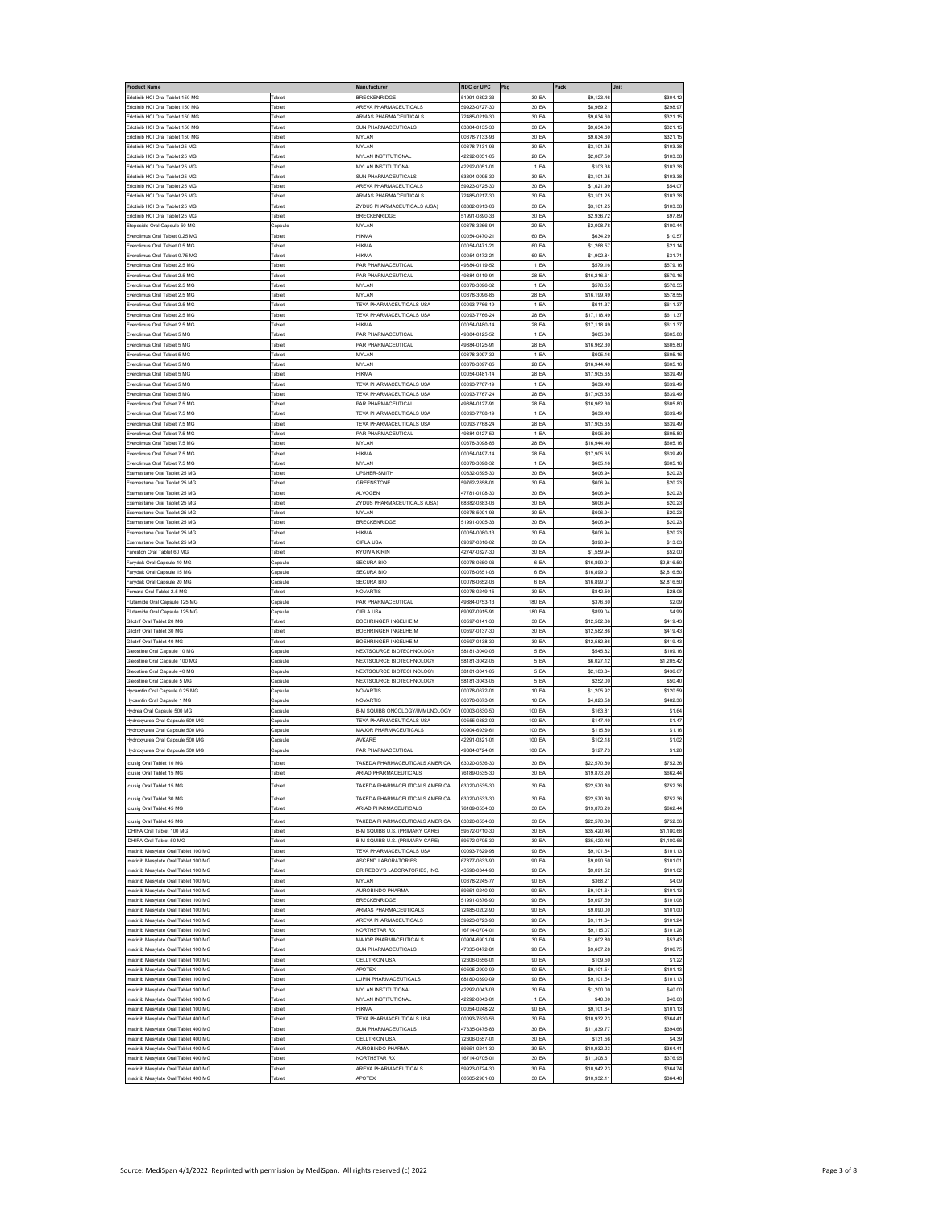| Product Name | | Manufacturer | NDC or UPC | Pkg | | Pack | Unit |
|---|---|---|---|---|---|---|---|
| Erlotinib HCl Oral Tablet 150 MG | Tablet | BRECKENRIDGE | 51991-0892-33 | 30 | EA | $9,123.46 | $304.12 |
| Erlotinib HCl Oral Tablet 150 MG | Tablet | AREVA PHARMACEUTICALS | 59923-0727-30 | 30 | EA | $8,969.21 | $298.97 |
| Erlotinib HCl Oral Tablet 150 MG | Tablet | ARMAS PHARMACEUTICALS | 72485-0219-30 | 30 | EA | $9,634.60 | $321.15 |
| Erlotinib HCl Oral Tablet 150 MG | Tablet | SUN PHARMACEUTICALS | 63304-0135-30 | 30 | EA | $9,634.60 | $321.15 |
| Erlotinib HCl Oral Tablet 150 MG | Tablet | MYLAN | 00378-7133-93 | 30 | EA | $9,634.60 | $321.15 |
| Erlotinib HCl Oral Tablet 25 MG | Tablet | MYLAN | 00378-7131-93 | 30 | EA | $3,101.25 | $103.38 |
| Erlotinib HCl Oral Tablet 25 MG | Tablet | MYLAN INSTITUTIONAL | 42292-0051-05 | 20 | EA | $2,067.50 | $103.38 |
| Erlotinib HCl Oral Tablet 25 MG | Tablet | MYLAN INSTITUTIONAL | 42292-0051-01 | 1 | EA | $103.38 | $103.38 |
| Erlotinib HCl Oral Tablet 25 MG | Tablet | SUN PHARMACEUTICALS | 63304-0095-30 | 30 | EA | $3,101.25 | $103.38 |
| Erlotinib HCl Oral Tablet 25 MG | Tablet | AREVA PHARMACEUTICALS | 59923-0725-30 | 30 | EA | $1,621.99 | $54.07 |
| Erlotinib HCl Oral Tablet 25 MG | Tablet | ARMAS PHARMACEUTICALS | 72485-0217-30 | 30 | EA | $3,101.25 | $103.38 |
| Erlotinib HCl Oral Tablet 25 MG | Tablet | ZYDUS PHARMACEUTICALS (USA) | 68382-0913-06 | 30 | EA | $3,101.25 | $103.38 |
| Erlotinib HCl Oral Tablet 25 MG | Tablet | BRECKENRIDGE | 51991-0890-33 | 30 | EA | $2,936.72 | $97.89 |
| Etoposide Oral Capsule 50 MG | Capsule | MYLAN | 00378-3266-94 | 20 | EA | $2,008.78 | $100.44 |
| Everolimus Oral Tablet 0.25 MG | Tablet | HIKMA | 00054-0470-21 | 60 | EA | $634.29 | $10.57 |
| Everolimus Oral Tablet 0.5 MG | Tablet | HIKMA | 00054-0471-21 | 60 | EA | $1,268.57 | $21.14 |
| Everolimus Oral Tablet 0.75 MG | Tablet | HIKMA | 00054-0472-21 | 60 | EA | $1,902.84 | $31.71 |
| Everolimus Oral Tablet 2.5 MG | Tablet | PAR PHARMACEUTICAL | 49884-0119-52 | 1 | EA | $579.16 | $579.16 |
| Everolimus Oral Tablet 2.5 MG | Tablet | PAR PHARMACEUTICAL | 49884-0119-91 | 28 | EA | $16,216.61 | $579.16 |
| Everolimus Oral Tablet 2.5 MG | Tablet | MYLAN | 00378-3096-32 | 1 | EA | $578.55 | $578.55 |
| Everolimus Oral Tablet 2.5 MG | Tablet | MYLAN | 00378-3096-85 | 28 | EA | $16,199.49 | $578.55 |
| Everolimus Oral Tablet 2.5 MG | Tablet | TEVA PHARMACEUTICALS USA | 00093-7766-19 | 1 | EA | $611.37 | $611.37 |
| Everolimus Oral Tablet 2.5 MG | Tablet | TEVA PHARMACEUTICALS USA | 00093-7766-24 | 28 | EA | $17,118.49 | $611.37 |
| Everolimus Oral Tablet 2.5 MG | Tablet | HIKMA | 00054-0480-14 | 28 | EA | $17,118.49 | $611.37 |
| Everolimus Oral Tablet 5 MG | Tablet | PAR PHARMACEUTICAL | 49884-0125-52 | 1 | EA | $605.80 | $605.80 |
| Everolimus Oral Tablet 5 MG | Tablet | PAR PHARMACEUTICAL | 49884-0125-91 | 28 | EA | $16,962.30 | $605.80 |
| Everolimus Oral Tablet 5 MG | Tablet | MYLAN | 00378-3097-32 | 1 | EA | $605.16 | $605.16 |
| Everolimus Oral Tablet 5 MG | Tablet | MYLAN | 00378-3097-85 | 28 | EA | $16,944.40 | $605.16 |
| Everolimus Oral Tablet 5 MG | Tablet | HIKMA | 00054-0481-14 | 28 | EA | $17,905.65 | $639.49 |
| Everolimus Oral Tablet 5 MG | Tablet | TEVA PHARMACEUTICALS USA | 00093-7767-19 | 1 | EA | $639.49 | $639.49 |
| Everolimus Oral Tablet 5 MG | Tablet | TEVA PHARMACEUTICALS USA | 00093-7767-24 | 28 | EA | $17,905.65 | $639.49 |
| Everolimus Oral Tablet 7.5 MG | Tablet | PAR PHARMACEUTICAL | 49884-0127-91 | 28 | EA | $16,962.30 | $605.80 |
| Everolimus Oral Tablet 7.5 MG | Tablet | TEVA PHARMACEUTICALS USA | 00093-7768-19 | 1 | EA | $639.49 | $639.49 |
| Everolimus Oral Tablet 7.5 MG | Tablet | TEVA PHARMACEUTICALS USA | 00093-7768-24 | 28 | EA | $17,905.65 | $639.49 |
| Everolimus Oral Tablet 7.5 MG | Tablet | PAR PHARMACEUTICAL | 49884-0127-52 | 1 | EA | $605.80 | $605.80 |
| Everolimus Oral Tablet 7.5 MG | Tablet | MYLAN | 00378-3098-85 | 28 | EA | $16,944.40 | $605.16 |
| Everolimus Oral Tablet 7.5 MG | Tablet | HIKMA | 00054-0497-14 | 28 | EA | $17,905.65 | $639.49 |
| Everolimus Oral Tablet 7.5 MG | Tablet | MYLAN | 00378-3098-32 | 1 | EA | $605.16 | $605.16 |
| Exemestane Oral Tablet 25 MG | Tablet | UPSHER-SMITH | 00832-0595-30 | 30 | EA | $606.94 | $20.23 |
| Exemestane Oral Tablet 25 MG | Tablet | GREENSTONE | 59762-2858-01 | 30 | EA | $606.94 | $20.23 |
| Exemestane Oral Tablet 25 MG | Tablet | ALVOGEN | 47781-0108-30 | 30 | EA | $606.94 | $20.23 |
| Exemestane Oral Tablet 25 MG | Tablet | ZYDUS PHARMACEUTICALS (USA) | 68382-0383-06 | 30 | EA | $606.94 | $20.23 |
| Exemestane Oral Tablet 25 MG | Tablet | MYLAN | 00378-5001-93 | 30 | EA | $606.94 | $20.23 |
| Exemestane Oral Tablet 25 MG | Tablet | BRECKENRIDGE | 51991-0005-33 | 30 | EA | $606.94 | $20.23 |
| Exemestane Oral Tablet 25 MG | Tablet | HIKMA | 00054-0080-13 | 30 | EA | $606.94 | $20.23 |
| Exemestane Oral Tablet 25 MG | Tablet | CIPLA USA | 69097-0316-02 | 30 | EA | $390.94 | $13.03 |
| Fareston Oral Tablet 60 MG | Tablet | KYOWA KIRIN | 42747-0327-30 | 30 | EA | $1,559.94 | $52.00 |
| Farydak Oral Capsule 10 MG | Capsule | SECURA BIO | 00078-0650-06 | 6 | EA | $16,899.01 | $2,816.50 |
| Farydak Oral Capsule 15 MG | Capsule | SECURA BIO | 00078-0651-06 | 6 | EA | $16,899.01 | $2,816.50 |
| Farydak Oral Capsule 20 MG | Capsule | SECURA BIO | 00078-0652-06 | 6 | EA | $16,899.01 | $2,816.50 |
| Femara Oral Tablet 2.5 MG | Tablet | NOVARTIS | 00078-0249-15 | 30 | EA | $842.50 | $28.08 |
| Flutamide Oral Capsule 125 MG | Capsule | PAR PHARMACEUTICAL | 49884-0753-13 | 180 | EA | $376.60 | $2.09 |
| Flutamide Oral Capsule 125 MG | Capsule | CIPLA USA | 69097-0915-91 | 180 | EA | $899.04 | $4.99 |
| Gilotrif Oral Tablet 20 MG | Tablet | BOEHRINGER INGELHEIM | 00597-0141-30 | 30 | EA | $12,582.86 | $419.43 |
| Gilotrif Oral Tablet 30 MG | Tablet | BOEHRINGER INGELHEIM | 00597-0137-30 | 30 | EA | $12,582.86 | $419.43 |
| Gilotrif Oral Tablet 40 MG | Tablet | BOEHRINGER INGELHEIM | 00597-0138-30 | 30 | EA | $12,582.86 | $419.43 |
| Gleostine Oral Capsule 10 MG | Capsule | NEXTSOURCE BIOTECHNOLOGY | 58181-3040-05 | 5 | EA | $545.82 | $109.16 |
| Gleostine Oral Capsule 100 MG | Capsule | NEXTSOURCE BIOTECHNOLOGY | 58181-3042-05 | 5 | EA | $6,027.12 | $1,205.42 |
| Gleostine Oral Capsule 40 MG | Capsule | NEXTSOURCE BIOTECHNOLOGY | 58181-3041-05 | 5 | EA | $2,183.34 | $436.67 |
| Gleostine Oral Capsule 5 MG | Capsule | NEXTSOURCE BIOTECHNOLOGY | 58181-3043-05 | 5 | EA | $252.00 | $50.40 |
| Hycamtin Oral Capsule 0.25 MG | Capsule | NOVARTIS | 00078-0672-01 | 10 | EA | $1,205.92 | $120.59 |
| Hycamtin Oral Capsule 1 MG | Capsule | NOVARTIS | 00078-0673-01 | 10 | EA | $4,823.55 | $482.36 |
| Hydrea Oral Capsule 500 MG | Capsule | B-M SQUIBB ONCOLOGY/IMMUNOLOGY | 00003-0830-50 | 100 | EA | $163.81 | $1.64 |
| Hydroxyurea Oral Capsule 500 MG | Capsule | TEVA PHARMACEUTICALS USA | 00555-0882-02 | 100 | EA | $147.40 | $1.47 |
| Hydroxyurea Oral Capsule 500 MG | Capsule | MAJOR PHARMACEUTICALS | 00904-6939-61 | 100 | EA | $115.80 | $1.16 |
| Hydroxyurea Oral Capsule 500 MG | Capsule | AVKARE | 42291-0321-01 | 100 | EA | $102.18 | $1.02 |
| Hydroxyurea Oral Capsule 500 MG | Capsule | PAR PHARMACEUTICAL | 49884-0724-01 | 100 | EA | $127.73 | $1.28 |
| Iclusig Oral Tablet 10 MG | Tablet | TAKEDA PHARMACEUTICALS AMERICA | 63020-0536-30 | 30 | EA | $22,570.80 | $752.36 |
| Iclusig Oral Tablet 15 MG | Tablet | ARIAD PHARMACEUTICALS | 76189-0535-30 | 30 | EA | $19,873.20 | $662.44 |
| Iclusig Oral Tablet 15 MG | Tablet | TAKEDA PHARMACEUTICALS AMERICA | 63020-0535-30 | 30 | EA | $22,570.80 | $752.36 |
| Iclusig Oral Tablet 30 MG | Tablet | TAKEDA PHARMACEUTICALS AMERICA | 63020-0533-30 | 30 | EA | $22,570.80 | $752.36 |
| Iclusig Oral Tablet 45 MG | Tablet | ARIAD PHARMACEUTICALS | 76189-0534-30 | 30 | EA | $19,873.20 | $662.44 |
| Iclusig Oral Tablet 45 MG | Tablet | TAKEDA PHARMACEUTICALS AMERICA | 63020-0534-30 | 30 | EA | $22,570.80 | $752.36 |
| IDHIFA Oral Tablet 100 MG | Tablet | B-M SQUIBB U.S. (PRIMARY CARE) | 59572-0710-30 | 30 | EA | $35,420.46 | $1,180.68 |
| IDHIFA Oral Tablet 50 MG | Tablet | B-M SQUIBB U.S. (PRIMARY CARE) | 59572-0705-30 | 30 | EA | $35,420.46 | $1,180.68 |
| Imatinib Mesylate Oral Tablet 100 MG | Tablet | TEVA PHARMACEUTICALS USA | 00093-7629-98 | 90 | EA | $9,101.64 | $101.13 |
| Imatinib Mesylate Oral Tablet 100 MG | Tablet | ASCEND LABORATORIES | 67877-0633-90 | 90 | EA | $9,090.50 | $101.01 |
| Imatinib Mesylate Oral Tablet 100 MG | Tablet | DR.REDDY'S LABORATORIES, INC. | 43598-0344-90 | 90 | EA | $9,091.52 | $101.02 |
| Imatinib Mesylate Oral Tablet 100 MG | Tablet | MYLAN | 00378-2245-77 | 90 | EA | $368.21 | $4.09 |
| Imatinib Mesylate Oral Tablet 100 MG | Tablet | AUROBINDO PHARMA | 59651-0240-90 | 90 | EA | $9,101.64 | $101.13 |
| Imatinib Mesylate Oral Tablet 100 MG | Tablet | BRECKENRIDGE | 51991-0376-90 | 90 | EA | $9,097.59 | $101.08 |
| Imatinib Mesylate Oral Tablet 100 MG | Tablet | ARMAS PHARMACEUTICALS | 72485-0202-90 | 90 | EA | $9,090.00 | $101.00 |
| Imatinib Mesylate Oral Tablet 100 MG | Tablet | AREVA PHARMACEUTICALS | 59923-0723-90 | 90 | EA | $9,111.64 | $101.24 |
| Imatinib Mesylate Oral Tablet 100 MG | Tablet | NORTHSTAR RX | 16714-0704-01 | 90 | EA | $9,115.07 | $101.28 |
| Imatinib Mesylate Oral Tablet 100 MG | Tablet | MAJOR PHARMACEUTICALS | 00904-6901-04 | 30 | EA | $1,602.80 | $53.43 |
| Imatinib Mesylate Oral Tablet 100 MG | Tablet | SUN PHARMACEUTICALS | 47335-0472-81 | 90 | EA | $9,607.28 | $106.75 |
| Imatinib Mesylate Oral Tablet 100 MG | Tablet | CELLTRION USA | 72606-0556-01 | 90 | EA | $109.50 | $1.22 |
| Imatinib Mesylate Oral Tablet 100 MG | Tablet | APOTEX | 60505-2900-09 | 90 | EA | $9,101.54 | $101.13 |
| Imatinib Mesylate Oral Tablet 100 MG | Tablet | LUPIN PHARMACEUTICALS | 68180-0390-09 | 90 | EA | $9,101.54 | $101.13 |
| Imatinib Mesylate Oral Tablet 100 MG | Tablet | MYLAN INSTITUTIONAL | 42292-0043-03 | 30 | EA | $1,200.00 | $40.00 |
| Imatinib Mesylate Oral Tablet 100 MG | Tablet | MYLAN INSTITUTIONAL | 42292-0043-01 | 1 | EA | $40.00 | $40.00 |
| Imatinib Mesylate Oral Tablet 100 MG | Tablet | HIKMA | 00054-0248-22 | 90 | EA | $9,101.64 | $101.13 |
| Imatinib Mesylate Oral Tablet 400 MG | Tablet | TEVA PHARMACEUTICALS USA | 00093-7630-56 | 30 | EA | $10,932.23 | $364.41 |
| Imatinib Mesylate Oral Tablet 400 MG | Tablet | SUN PHARMACEUTICALS | 47335-0475-83 | 30 | EA | $11,839.77 | $394.66 |
| Imatinib Mesylate Oral Tablet 400 MG | Tablet | CELLTRION USA | 72606-0557-01 | 30 | EA | $131.56 | $4.39 |
| Imatinib Mesylate Oral Tablet 400 MG | Tablet | AUROBINDO PHARMA | 59651-0241-30 | 30 | EA | $10,932.23 | $364.41 |
| Imatinib Mesylate Oral Tablet 400 MG | Tablet | NORTHSTAR RX | 16714-0705-01 | 30 | EA | $11,308.61 | $376.95 |
| Imatinib Mesylate Oral Tablet 400 MG | Tablet | AREVA PHARMACEUTICALS | 59923-0724-30 | 30 | EA | $10,942.23 | $364.74 |
| Imatinib Mesylate Oral Tablet 400 MG | Tablet | APOTEX | 60505-2901-03 | 30 | EA | $10,932.11 | $364.40 |

Source: MediSpan 4/1/2022 Reprinted with permission by MediSpan. All rights reserved (c) 2022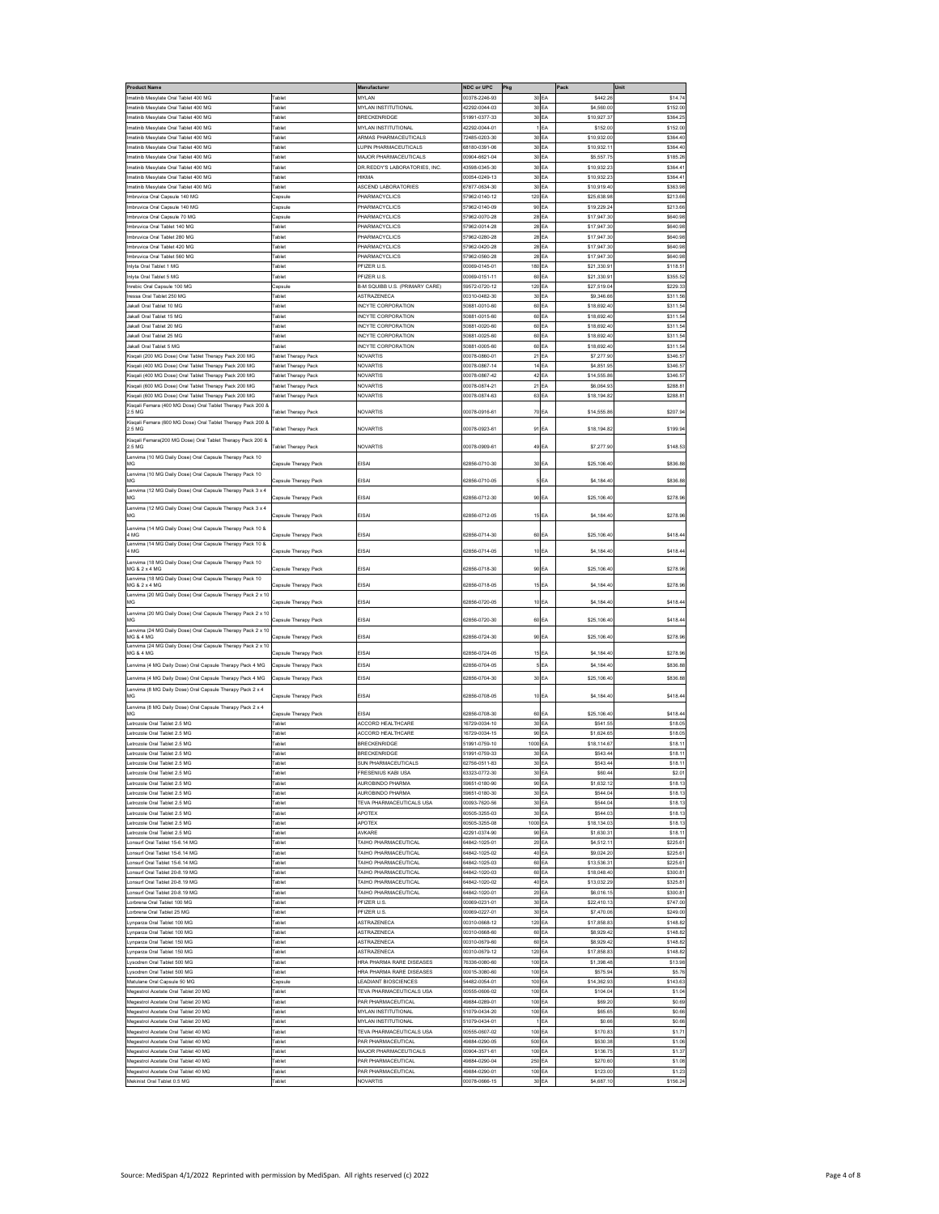| Product Name | | Manufacturer | NDC or UPC | Pkg | | Pack | Unit |
|---|---|---|---|---|---|---|---|
| Imatinib Mesylate Oral Tablet 400 MG | Tablet | MYLAN | 00378-2246-93 | 30 | EA | $442.26 | $14.74 |
| Imatinib Mesylate Oral Tablet 400 MG | Tablet | MYLAN INSTITUTIONAL | 42292-0044-03 | 30 | EA | $4,560.00 | $152.00 |
| Imatinib Mesylate Oral Tablet 400 MG | Tablet | BRECKENRIDGE | 51991-0377-33 | 30 | EA | $10,927.37 | $364.25 |
| Imatinib Mesylate Oral Tablet 400 MG | Tablet | MYLAN INSTITUTIONAL | 42292-0044-01 | 1 | EA | $152.00 | $152.00 |
| Imatinib Mesylate Oral Tablet 400 MG | Tablet | ARMAS PHARMACEUTICALS | 72485-0203-30 | 30 | EA | $10,932.00 | $364.40 |
| Imatinib Mesylate Oral Tablet 400 MG | Tablet | LUPIN PHARMACEUTICALS | 68180-0391-06 | 30 | EA | $10,932.11 | $364.40 |
| Imatinib Mesylate Oral Tablet 400 MG | Tablet | MAJOR PHARMACEUTICALS | 00904-6821-04 | 30 | EA | $5,557.75 | $185.26 |
| Imatinib Mesylate Oral Tablet 400 MG | Tablet | DR.REDDY'S LABORATORIES, INC. | 43598-0345-30 | 30 | EA | $10,932.23 | $364.41 |
| Imatinib Mesylate Oral Tablet 400 MG | Tablet | HIKMA | 00054-0249-13 | 30 | EA | $10,932.23 | $364.41 |
| Imatinib Mesylate Oral Tablet 400 MG | Tablet | ASCEND LABORATORIES | 67877-0634-30 | 30 | EA | $10,919.40 | $363.98 |
| Imbruvica Oral Capsule 140 MG | Capsule | PHARMACYCLICS | 57962-0140-12 | 120 | EA | $25,638.98 | $213.66 |
| Imbruvica Oral Capsule 140 MG | Capsule | PHARMACYCLICS | 57962-0140-09 | 90 | EA | $19,229.24 | $213.66 |
| Imbruvica Oral Capsule 70 MG | Capsule | PHARMACYCLICS | 57962-0070-28 | 28 | EA | $17,947.30 | $640.98 |
| Imbruvica Oral Tablet 140 MG | Tablet | PHARMACYCLICS | 57962-0014-28 | 28 | EA | $17,947.30 | $640.98 |
| Imbruvica Oral Tablet 280 MG | Tablet | PHARMACYCLICS | 57962-0280-28 | 28 | EA | $17,947.30 | $640.98 |
| Imbruvica Oral Tablet 420 MG | Tablet | PHARMACYCLICS | 57962-0420-28 | 28 | EA | $17,947.30 | $640.98 |
| Imbruvica Oral Tablet 560 MG | Tablet | PHARMACYCLICS | 57962-0560-28 | 28 | EA | $17,947.30 | $640.98 |
| Inlyta Oral Tablet 1 MG | Tablet | PFIZER U.S. | 00069-0145-01 | 180 | EA | $21,330.91 | $118.51 |
| Inlyta Oral Tablet 5 MG | Tablet | PFIZER U.S. | 00069-0151-11 | 60 | EA | $21,330.91 | $355.52 |
| Inrebic Oral Capsule 100 MG | Capsule | B-M SQUIBB U.S. (PRIMARY CARE) | 59572-0720-12 | 120 | EA | $27,519.04 | $229.33 |
| Iressa Oral Tablet 250 MG | Tablet | ASTRAZENECA | 00310-0482-30 | 30 | EA | $9,346.66 | $311.56 |
| Jakafi Oral Tablet 10 MG | Tablet | INCYTE CORPORATION | 50881-0010-60 | 60 | EA | $18,692.40 | $311.54 |
| Jakafi Oral Tablet 15 MG | Tablet | INCYTE CORPORATION | 50881-0015-60 | 60 | EA | $18,692.40 | $311.54 |
| Jakafi Oral Tablet 20 MG | Tablet | INCYTE CORPORATION | 50881-0020-60 | 60 | EA | $18,692.40 | $311.54 |
| Jakafi Oral Tablet 25 MG | Tablet | INCYTE CORPORATION | 50881-0025-60 | 60 | EA | $18,692.40 | $311.54 |
| Jakafi Oral Tablet 5 MG | Tablet | INCYTE CORPORATION | 50881-0005-60 | 60 | EA | $18,692.40 | $311.54 |
| Kisqali (200 MG Dose) Oral Tablet Therapy Pack 200 MG | Tablet Therapy Pack | NOVARTIS | 00078-0860-01 | 21 | EA | $7,277.90 | $346.57 |
| Kisqali (400 MG Dose) Oral Tablet Therapy Pack 200 MG | Tablet Therapy Pack | NOVARTIS | 00078-0867-14 | 14 | EA | $4,851.95 | $346.57 |
| Kisqali (400 MG Dose) Oral Tablet Therapy Pack 200 MG | Tablet Therapy Pack | NOVARTIS | 00078-0867-42 | 42 | EA | $14,555.86 | $346.57 |
| Kisqali (600 MG Dose) Oral Tablet Therapy Pack 200 MG | Tablet Therapy Pack | NOVARTIS | 00078-0874-21 | 21 | EA | $6,064.93 | $288.81 |
| Kisqali (600 MG Dose) Oral Tablet Therapy Pack 200 MG | Tablet Therapy Pack | NOVARTIS | 00078-0874-63 | 63 | EA | $18,194.82 | $288.81 |
| Kisqali Femara (400 MG Dose) Oral Tablet Therapy Pack 200 & 2.5 MG | Tablet Therapy Pack | NOVARTIS | 00078-0916-61 | 70 | EA | $14,555.86 | $207.94 |
| Kisqali Femara (600 MG Dose) Oral Tablet Therapy Pack 200 & 2.5 MG | Tablet Therapy Pack | NOVARTIS | 00078-0923-61 | 91 | EA | $18,194.82 | $199.94 |
| Kisqali Femara(200 MG Dose) Oral Tablet Therapy Pack 200 & 2.5 MG | Tablet Therapy Pack | NOVARTIS | 00078-0909-61 | 49 | EA | $7,277.90 | $148.53 |
| Lenvima (10 MG Daily Dose) Oral Capsule Therapy Pack 10 MG | Capsule Therapy Pack | EISAI | 62856-0710-30 | 30 | EA | $25,106.40 | $836.88 |
| Lenvima (10 MG Daily Dose) Oral Capsule Therapy Pack 10 MG | Capsule Therapy Pack | EISAI | 62856-0710-05 | 5 | EA | $4,184.40 | $836.88 |
| Lenvima (12 MG Daily Dose) Oral Capsule Therapy Pack 3 x 4 MG | Capsule Therapy Pack | EISAI | 62856-0712-30 | 90 | EA | $25,106.40 | $278.96 |
| Lenvima (12 MG Daily Dose) Oral Capsule Therapy Pack 3 x 4 MG | Capsule Therapy Pack | EISAI | 62856-0712-05 | 15 | EA | $4,184.40 | $278.96 |
| Lenvima (14 MG Daily Dose) Oral Capsule Therapy Pack 10 & 4 MG | Capsule Therapy Pack | EISAI | 62856-0714-30 | 60 | EA | $25,106.40 | $418.44 |
| Lenvima (14 MG Daily Dose) Oral Capsule Therapy Pack 10 & 4 MG | Capsule Therapy Pack | EISAI | 62856-0714-05 | 10 | EA | $4,184.40 | $418.44 |
| Lenvima (18 MG Daily Dose) Oral Capsule Therapy Pack 10 MG & 2 x 4 MG | Capsule Therapy Pack | EISAI | 62856-0718-30 | 90 | EA | $25,106.40 | $278.96 |
| Lenvima (18 MG Daily Dose) Oral Capsule Therapy Pack 10 MG & 2 x 4 MG | Capsule Therapy Pack | EISAI | 62856-0718-05 | 15 | EA | $4,184.40 | $278.96 |
| Lenvima (20 MG Daily Dose) Oral Capsule Therapy Pack 2 x 10 MG | Capsule Therapy Pack | EISAI | 62856-0720-05 | 10 | EA | $4,184.40 | $418.44 |
| Lenvima (20 MG Daily Dose) Oral Capsule Therapy Pack 2 x 10 MG | Capsule Therapy Pack | EISAI | 62856-0720-30 | 60 | EA | $25,106.40 | $418.44 |
| Lenvima (24 MG Daily Dose) Oral Capsule Therapy Pack 2 x 10 MG & 4 MG | Capsule Therapy Pack | EISAI | 62856-0724-30 | 90 | EA | $25,106.40 | $278.96 |
| Lenvima (24 MG Daily Dose) Oral Capsule Therapy Pack 2 x 10 MG & 4 MG | Capsule Therapy Pack | EISAI | 62856-0724-05 | 15 | EA | $4,184.40 | $278.96 |
| Lenvima (4 MG Daily Dose) Oral Capsule Therapy Pack 4 MG | Capsule Therapy Pack | EISAI | 62856-0704-05 | 5 | EA | $4,184.40 | $836.88 |
| Lenvima (4 MG Daily Dose) Oral Capsule Therapy Pack 4 MG | Capsule Therapy Pack | EISAI | 62856-0704-30 | 30 | EA | $25,106.40 | $836.88 |
| Lenvima (8 MG Daily Dose) Oral Capsule Therapy Pack 2 x 4 MG | Capsule Therapy Pack | EISAI | 62856-0708-05 | 10 | EA | $4,184.40 | $418.44 |
| Lenvima (8 MG Daily Dose) Oral Capsule Therapy Pack 2 x 4 MG | Capsule Therapy Pack | EISAI | 62856-0708-30 | 60 | EA | $25,106.40 | $418.44 |
| Letrozole Oral Tablet 2.5 MG | Tablet | ACCORD HEALTHCARE | 16729-0034-10 | 30 | EA | $541.55 | $18.05 |
| Letrozole Oral Tablet 2.5 MG | Tablet | ACCORD HEALTHCARE | 16729-0034-15 | 90 | EA | $1,624.65 | $18.05 |
| Letrozole Oral Tablet 2.5 MG | Tablet | BRECKENRIDGE | 51991-0759-10 | 1000 | EA | $18,114.67 | $18.11 |
| Letrozole Oral Tablet 2.5 MG | Tablet | BRECKENRIDGE | 51991-0759-33 | 30 | EA | $543.44 | $18.11 |
| Letrozole Oral Tablet 2.5 MG | Tablet | SUN PHARMACEUTICALS | 62756-0511-83 | 30 | EA | $543.44 | $18.11 |
| Letrozole Oral Tablet 2.5 MG | Tablet | FRESENIUS KABI USA | 63323-0772-30 | 30 | EA | $60.44 | $2.01 |
| Letrozole Oral Tablet 2.5 MG | Tablet | AUROBINDO PHARMA | 59651-0180-90 | 90 | EA | $1,632.12 | $18.13 |
| Letrozole Oral Tablet 2.5 MG | Tablet | AUROBINDO PHARMA | 59651-0180-30 | 30 | EA | $544.04 | $18.13 |
| Letrozole Oral Tablet 2.5 MG | Tablet | TEVA PHARMACEUTICALS USA | 00093-7620-56 | 30 | EA | $544.04 | $18.13 |
| Letrozole Oral Tablet 2.5 MG | Tablet | APOTEX | 60505-3255-03 | 30 | EA | $544.03 | $18.13 |
| Letrozole Oral Tablet 2.5 MG | Tablet | APOTEX | 60505-3255-08 | 1000 | EA | $18,134.03 | $18.13 |
| Letrozole Oral Tablet 2.5 MG | Tablet | AVKARE | 42291-0374-90 | 90 | EA | $1,630.31 | $18.11 |
| Lonsurf Oral Tablet 15-6.14 MG | Tablet | TAIHO PHARMACEUTICAL | 64842-1025-01 | 20 | EA | $4,512.11 | $225.61 |
| Lonsurf Oral Tablet 15-6.14 MG | Tablet | TAIHO PHARMACEUTICAL | 64842-1025-02 | 40 | EA | $9,024.20 | $225.61 |
| Lonsurf Oral Tablet 15-6.14 MG | Tablet | TAIHO PHARMACEUTICAL | 64842-1025-03 | 60 | EA | $13,536.31 | $225.61 |
| Lonsurf Oral Tablet 20-8.19 MG | Tablet | TAIHO PHARMACEUTICAL | 64842-1020-03 | 60 | EA | $18,048.40 | $300.81 |
| Lonsurf Oral Tablet 20-8.19 MG | Tablet | TAIHO PHARMACEUTICAL | 64842-1020-02 | 40 | EA | $13,032.29 | $325.81 |
| Lonsurf Oral Tablet 20-8.19 MG | Tablet | TAIHO PHARMACEUTICAL | 64842-1020-01 | 20 | EA | $6,016.15 | $300.81 |
| Lorbrena Oral Tablet 100 MG | Tablet | PFIZER U.S. | 00069-0231-01 | 30 | EA | $22,410.13 | $747.00 |
| Lorbrena Oral Tablet 25 MG | Tablet | PFIZER U.S. | 00069-0227-01 | 30 | EA | $7,470.06 | $249.00 |
| Lynparza Oral Tablet 100 MG | Tablet | ASTRAZENECA | 00310-0668-12 | 120 | EA | $17,858.83 | $148.82 |
| Lynparza Oral Tablet 100 MG | Tablet | ASTRAZENECA | 00310-0668-60 | 60 | EA | $8,929.42 | $148.82 |
| Lynparza Oral Tablet 150 MG | Tablet | ASTRAZENECA | 00310-0679-60 | 60 | EA | $8,929.42 | $148.82 |
| Lynparza Oral Tablet 150 MG | Tablet | ASTRAZENECA | 00310-0679-12 | 120 | EA | $17,858.83 | $148.82 |
| Lysodren Oral Tablet 500 MG | Tablet | HRA PHARMA RARE DISEASES | 76336-0080-60 | 100 | EA | $1,398.48 | $13.98 |
| Lysodren Oral Tablet 500 MG | Tablet | HRA PHARMA RARE DISEASES | 00015-3080-60 | 100 | EA | $575.94 | $5.76 |
| Matulane Oral Capsule 50 MG | Capsule | LEADIANT BIOSCIENCES | 54482-0054-01 | 100 | EA | $14,362.93 | $143.63 |
| Megestrol Acetate Oral Tablet 20 MG | Tablet | TEVA PHARMACEUTICALS USA | 00555-0606-02 | 100 | EA | $104.04 | $1.04 |
| Megestrol Acetate Oral Tablet 20 MG | Tablet | PAR PHARMACEUTICAL | 49884-0289-01 | 100 | EA | $69.20 | $0.69 |
| Megestrol Acetate Oral Tablet 20 MG | Tablet | MYLAN INSTITUTIONAL | 51079-0434-20 | 100 | EA | $65.65 | $0.66 |
| Megestrol Acetate Oral Tablet 20 MG | Tablet | MYLAN INSTITUTIONAL | 51079-0434-01 | 1 | EA | $0.66 | $0.66 |
| Megestrol Acetate Oral Tablet 40 MG | Tablet | TEVA PHARMACEUTICALS USA | 00555-0607-02 | 100 | EA | $170.83 | $1.71 |
| Megestrol Acetate Oral Tablet 40 MG | Tablet | PAR PHARMACEUTICAL | 49884-0290-05 | 500 | EA | $530.38 | $1.06 |
| Megestrol Acetate Oral Tablet 40 MG | Tablet | MAJOR PHARMACEUTICALS | 00904-3571-61 | 100 | EA | $136.75 | $1.37 |
| Megestrol Acetate Oral Tablet 40 MG | Tablet | PAR PHARMACEUTICAL | 49884-0290-04 | 250 | EA | $270.60 | $1.08 |
| Megestrol Acetate Oral Tablet 40 MG | Tablet | PAR PHARMACEUTICAL | 49884-0290-01 | 100 | EA | $123.00 | $1.23 |
| Mekinist Oral Tablet 0.5 MG | Tablet | NOVARTIS | 00078-0666-15 | 30 | EA | $4,687.10 | $156.24 |

Source: MediSpan 4/1/2022 Reprinted with permission by MediSpan. All rights reserved (c) 2022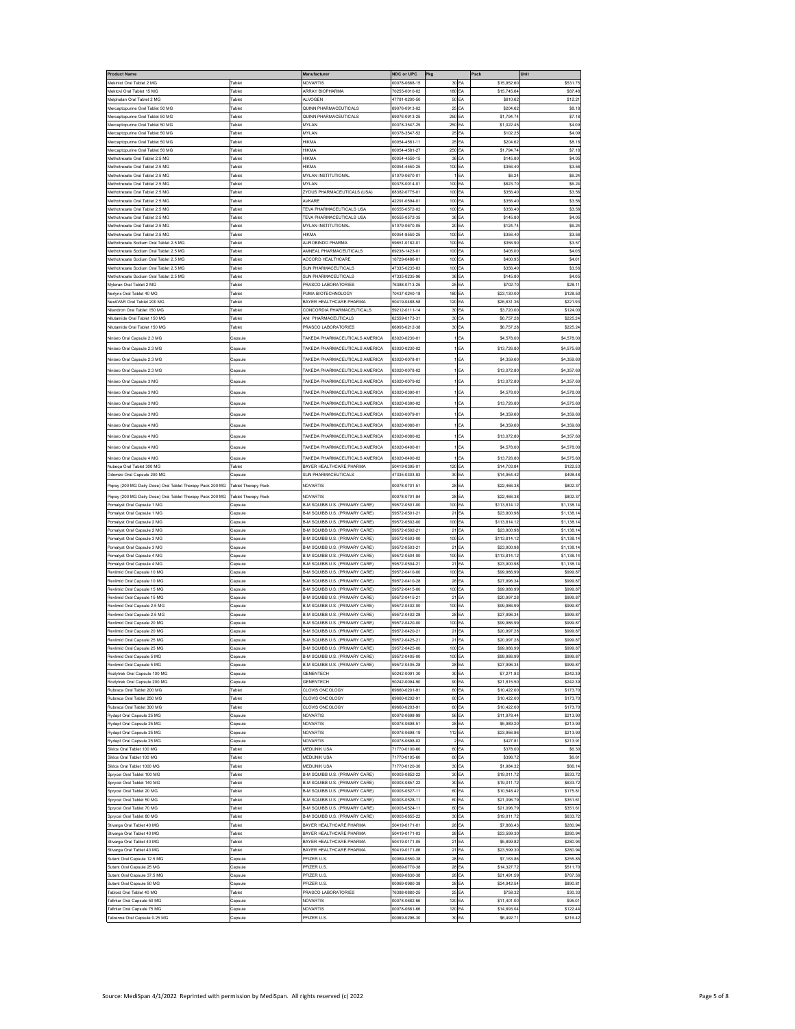| Product Name | | Manufacturer | NDC or UPC | Pkg | | Pack | Unit |
|---|---|---|---|---|---|---|---|
| Mekinist Oral Tablet 2 MG | Tablet | NOVARTIS | 00078-0668-15 | 30 | EA | $15,952.60 | $531.75 |
| Mektovi Oral Tablet 15 MG | Tablet | ARRAY BIOPHARMA | 70255-0010-02 | 180 | EA | $15,745.64 | $87.48 |
| Melphalan Oral Tablet 2 MG | Tablet | ALVOGEN | 47781-0200-50 | 50 | EA | $610.62 | $12.21 |
| Mercaptopurine Oral Tablet 50 MG | Tablet | QUINN PHARMACEUTICALS | 69076-0913-02 | 25 | EA | $204.62 | $8.18 |
| Mercaptopurine Oral Tablet 50 MG | Tablet | QUINN PHARMACEUTICALS | 69076-0913-25 | 250 | EA | $1,794.74 | $7.18 |
| Mercaptopurine Oral Tablet 50 MG | Tablet | MYLAN | 00378-3547-25 | 250 | EA | $1,022.45 | $4.09 |
| Mercaptopurine Oral Tablet 50 MG | Tablet | MYLAN | 00378-3547-52 | 25 | EA | $102.25 | $4.09 |
| Mercaptopurine Oral Tablet 50 MG | Tablet | HIKMA | 00054-4581-11 | 25 | EA | $204.62 | $8.18 |
| Mercaptopurine Oral Tablet 50 MG | Tablet | HIKMA | 00054-4581-27 | 250 | EA | $1,794.74 | $7.18 |
| Methotrexate Oral Tablet 2.5 MG | Tablet | HIKMA | 00054-4550-15 | 36 | EA | $145.80 | $4.05 |
| Methotrexate Oral Tablet 2.5 MG | Tablet | HIKMA | 00054-4550-25 | 100 | EA | $356.40 | $3.56 |
| Methotrexate Oral Tablet 2.5 MG | Tablet | MYLAN INSTITUTIONAL | 51079-0670-01 | 1 | EA | $6.24 | $6.24 |
| Methotrexate Oral Tablet 2.5 MG | Tablet | MYLAN | 00378-0014-01 | 100 | EA | $623.70 | $6.24 |
| Methotrexate Oral Tablet 2.5 MG | Tablet | ZYDUS PHARMACEUTICALS (USA) | 68382-0775-01 | 100 | EA | $356.40 | $3.56 |
| Methotrexate Oral Tablet 2.5 MG | Tablet | AVKARE | 42291-0594-01 | 100 | EA | $356.40 | $3.56 |
| Methotrexate Oral Tablet 2.5 MG | Tablet | TEVA PHARMACEUTICALS USA | 00555-0572-02 | 100 | EA | $356.40 | $3.56 |
| Methotrexate Oral Tablet 2.5 MG | Tablet | TEVA PHARMACEUTICALS USA | 00555-0572-35 | 36 | EA | $145.80 | $4.05 |
| Methotrexate Oral Tablet 2.5 MG | Tablet | MYLAN INSTITUTIONAL | 51079-0670-05 | 20 | EA | $124.74 | $6.24 |
| Methotrexate Oral Tablet 2.5 MG | Tablet | HIKMA | 00054-8550-25 | 100 | EA | $356.40 | $3.56 |
| Methotrexate Sodium Oral Tablet 2.5 MG | Tablet | AUROBINDO PHARMA | 59651-0182-01 | 100 | EA | $356.90 | $3.57 |
| Methotrexate Sodium Oral Tablet 2.5 MG | Tablet | AMNEAL PHARMACEUTICALS | 69238-1423-01 | 100 | EA | $405.00 | $4.05 |
| Methotrexate Sodium Oral Tablet 2.5 MG | Tablet | ACCORD HEALTHCARE | 16729-0486-01 | 100 | EA | $400.95 | $4.01 |
| Methotrexate Sodium Oral Tablet 2.5 MG | Tablet | SUN PHARMACEUTICALS | 47335-0235-83 | 100 | EA | $356.40 | $3.56 |
| Methotrexate Sodium Oral Tablet 2.5 MG | Tablet | SUN PHARMACEUTICALS | 47335-0235-96 | 36 | EA | $145.80 | $4.05 |
| Myleran Oral Tablet 2 MG | Tablet | PRASCO LABORATORIES | 76388-0713-25 | 25 | EA | $702.70 | $28.11 |
| Nerlynx Oral Tablet 40 MG | Tablet | PUMA BIOTECHNOLOGY | 70437-0240-18 | 180 | EA | $23,130.00 | $128.50 |
| NexAVAR Oral Tablet 200 MG | Tablet | BAYER HEALTHCARE PHARMA | 50419-0488-58 | 120 | EA | $26,631.36 | $221.93 |
| Nilandron Oral Tablet 150 MG | Tablet | CONCORDIA PHARMACEUTICALS | 59212-0111-14 | 30 | EA | $3,720.00 | $124.00 |
| Nilutamide Oral Tablet 150 MG | Tablet | ANI PHARMACEUTICALS | 62559-0173-31 | 30 | EA | $6,757.28 | $225.24 |
| Nilutamide Oral Tablet 150 MG | Tablet | PRASCO LABORATORIES | 66993-0212-38 | 30 | EA | $6,757.28 | $225.24 |
| Ninlaro Oral Capsule 2.3 MG | Capsule | TAKEDA PHARMACEUTICALS AMERICA | 63020-0230-01 | 1 | EA | $4,578.00 | $4,578.00 |
| Ninlaro Oral Capsule 2.3 MG | Capsule | TAKEDA PHARMACEUTICALS AMERICA | 63020-0230-02 | 1 | EA | $13,726.80 | $4,575.60 |
| Ninlaro Oral Capsule 2.3 MG | Capsule | TAKEDA PHARMACEUTICALS AMERICA | 63020-0078-01 | 1 | EA | $4,359.60 | $4,359.60 |
| Ninlaro Oral Capsule 2.3 MG | Capsule | TAKEDA PHARMACEUTICALS AMERICA | 63020-0078-02 | 1 | EA | $13,072.80 | $4,357.60 |
| Ninlaro Oral Capsule 3 MG | Capsule | TAKEDA PHARMACEUTICALS AMERICA | 63020-0079-02 | 1 | EA | $13,072.80 | $4,357.60 |
| Ninlaro Oral Capsule 3 MG | Capsule | TAKEDA PHARMACEUTICALS AMERICA | 63020-0390-01 | 1 | EA | $4,578.00 | $4,578.00 |
| Ninlaro Oral Capsule 3 MG | Capsule | TAKEDA PHARMACEUTICALS AMERICA | 63020-0390-02 | 1 | EA | $13,726.80 | $4,575.60 |
| Ninlaro Oral Capsule 3 MG | Capsule | TAKEDA PHARMACEUTICALS AMERICA | 63020-0079-01 | 1 | EA | $4,359.60 | $4,359.60 |
| Ninlaro Oral Capsule 4 MG | Capsule | TAKEDA PHARMACEUTICALS AMERICA | 63020-0080-01 | 1 | EA | $4,359.60 | $4,359.60 |
| Ninlaro Oral Capsule 4 MG | Capsule | TAKEDA PHARMACEUTICALS AMERICA | 63020-0080-02 | 1 | EA | $13,072.80 | $4,357.60 |
| Ninlaro Oral Capsule 4 MG | Capsule | TAKEDA PHARMACEUTICALS AMERICA | 63020-0400-01 | 1 | EA | $4,578.00 | $4,578.00 |
| Ninlaro Oral Capsule 4 MG | Capsule | TAKEDA PHARMACEUTICALS AMERICA | 63020-0400-02 | 1 | EA | $13,726.80 | $4,575.60 |
| Nubeqa Oral Tablet 300 MG | Tablet | BAYER HEALTHCARE PHARMA | 50419-0395-01 | 120 | EA | $14,703.84 | $122.53 |
| Odomzo Oral Capsule 200 MG | Capsule | SUN PHARMACEUTICALS | 47335-0303-83 | 30 | EA | $14,954.42 | $498.48 |
| Piqray (200 MG Daily Dose) Oral Tablet Therapy Pack 200 MG | Tablet Therapy Pack | NOVARTIS | 00078-0701-51 | 28 | EA | $22,466.38 | $802.37 |
| Piqray (200 MG Daily Dose) Oral Tablet Therapy Pack 200 MG | Tablet Therapy Pack | NOVARTIS | 00078-0701-84 | 28 | EA | $22,466.38 | $802.37 |
| Pomalyst Oral Capsule 1 MG | Capsule | B-M SQUIBB U.S. (PRIMARY CARE) | 59572-0501-00 | 100 | EA | $113,814.12 | $1,138.14 |
| Pomalyst Oral Capsule 1 MG | Capsule | B-M SQUIBB U.S. (PRIMARY CARE) | 59572-0501-21 | 21 | EA | $23,900.98 | $1,138.14 |
| Pomalyst Oral Capsule 2 MG | Capsule | B-M SQUIBB U.S. (PRIMARY CARE) | 59572-0502-00 | 100 | EA | $113,814.12 | $1,138.14 |
| Pomalyst Oral Capsule 2 MG | Capsule | B-M SQUIBB U.S. (PRIMARY CARE) | 59572-0502-21 | 21 | EA | $23,900.98 | $1,138.14 |
| Pomalyst Oral Capsule 3 MG | Capsule | B-M SQUIBB U.S. (PRIMARY CARE) | 59572-0503-00 | 100 | EA | $113,814.12 | $1,138.14 |
| Pomalyst Oral Capsule 3 MG | Capsule | B-M SQUIBB U.S. (PRIMARY CARE) | 59572-0503-21 | 21 | EA | $23,900.98 | $1,138.14 |
| Pomalyst Oral Capsule 4 MG | Capsule | B-M SQUIBB U.S. (PRIMARY CARE) | 59572-0504-00 | 100 | EA | $113,814.12 | $1,138.14 |
| Pomalyst Oral Capsule 4 MG | Capsule | B-M SQUIBB U.S. (PRIMARY CARE) | 59572-0504-21 | 21 | EA | $23,900.98 | $1,138.14 |
| Revlimid Oral Capsule 10 MG | Capsule | B-M SQUIBB U.S. (PRIMARY CARE) | 59572-0410-00 | 100 | EA | $99,986.99 | $999.87 |
| Revlimid Oral Capsule 10 MG | Capsule | B-M SQUIBB U.S. (PRIMARY CARE) | 59572-0410-28 | 28 | EA | $27,996.34 | $999.87 |
| Revlimid Oral Capsule 15 MG | Capsule | B-M SQUIBB U.S. (PRIMARY CARE) | 59572-0415-00 | 100 | EA | $99,986.99 | $999.87 |
| Revlimid Oral Capsule 15 MG | Capsule | B-M SQUIBB U.S. (PRIMARY CARE) | 59572-0415-21 | 21 | EA | $20,997.28 | $999.87 |
| Revlimid Oral Capsule 2.5 MG | Capsule | B-M SQUIBB U.S. (PRIMARY CARE) | 59572-0402-00 | 100 | EA | $99,986.99 | $999.87 |
| Revlimid Oral Capsule 2.5 MG | Capsule | B-M SQUIBB U.S. (PRIMARY CARE) | 59572-0402-28 | 28 | EA | $27,996.34 | $999.87 |
| Revlimid Oral Capsule 20 MG | Capsule | B-M SQUIBB U.S. (PRIMARY CARE) | 59572-0420-00 | 100 | EA | $99,986.99 | $999.87 |
| Revlimid Oral Capsule 20 MG | Capsule | B-M SQUIBB U.S. (PRIMARY CARE) | 59572-0420-21 | 21 | EA | $20,997.28 | $999.87 |
| Revlimid Oral Capsule 25 MG | Capsule | B-M SQUIBB U.S. (PRIMARY CARE) | 59572-0425-21 | 21 | EA | $20,997.28 | $999.87 |
| Revlimid Oral Capsule 25 MG | Capsule | B-M SQUIBB U.S. (PRIMARY CARE) | 59572-0425-00 | 100 | EA | $99,986.99 | $999.87 |
| Revlimid Oral Capsule 5 MG | Capsule | B-M SQUIBB U.S. (PRIMARY CARE) | 59572-0405-00 | 100 | EA | $99,986.99 | $999.87 |
| Revlimid Oral Capsule 5 MG | Capsule | B-M SQUIBB U.S. (PRIMARY CARE) | 59572-0405-28 | 28 | EA | $27,996.34 | $999.87 |
| Rozlytrek Oral Capsule 100 MG | Capsule | GENENTECH | 50242-0091-30 | 30 | EA | $7,271.83 | $242.39 |
| Rozlytrek Oral Capsule 200 MG | Capsule | GENENTECH | 50242-0094-90 | 90 | EA | $21,815.50 | $242.39 |
| Rubraca Oral Tablet 200 MG | Tablet | CLOVIS ONCOLOGY | 69660-0201-91 | 60 | EA | $10,422.00 | $173.70 |
| Rubraca Oral Tablet 250 MG | Tablet | CLOVIS ONCOLOGY | 69660-0202-91 | 60 | EA | $10,422.00 | $173.70 |
| Rubraca Oral Tablet 300 MG | Tablet | CLOVIS ONCOLOGY | 69660-0203-91 | 60 | EA | $10,422.00 | $173.70 |
| Rydapt Oral Capsule 25 MG | Capsule | NOVARTIS | 00078-0698-99 | 56 | EA | $11,978.44 | $213.90 |
| Rydapt Oral Capsule 25 MG | Capsule | NOVARTIS | 00078-0698-51 | 28 | EA | $5,989.20 | $213.90 |
| Rydapt Oral Capsule 25 MG | Capsule | NOVARTIS | 00078-0698-19 | 112 | EA | $23,956.86 | $213.90 |
| Rydapt Oral Capsule 25 MG | Capsule | NOVARTIS | 00078-0698-02 | 2 | EA | $427.81 | $213.91 |
| Siklos Oral Tablet 100 MG | Tablet | MEDUNIK USA | 71770-0100-60 | 60 | EA | $378.00 | $6.30 |
| Siklos Oral Tablet 100 MG | Tablet | MEDUNIK USA | 71770-0105-60 | 60 | EA | $396.72 | $6.61 |
| Siklos Oral Tablet 1000 MG | Tablet | MEDUNIK USA | 71770-0120-30 | 30 | EA | $1,984.32 | $66.14 |
| Sprycel Oral Tablet 100 MG | Tablet | B-M SQUIBB U.S. (PRIMARY CARE) | 00003-0852-22 | 30 | EA | $19,011.72 | $633.72 |
| Sprycel Oral Tablet 140 MG | Tablet | B-M SQUIBB U.S. (PRIMARY CARE) | 00003-0857-22 | 30 | EA | $19,011.72 | $633.72 |
| Sprycel Oral Tablet 20 MG | Tablet | B-M SQUIBB U.S. (PRIMARY CARE) | 00003-0527-11 | 60 | EA | $10,548.42 | $175.81 |
| Sprycel Oral Tablet 50 MG | Tablet | B-M SQUIBB U.S. (PRIMARY CARE) | 00003-0528-11 | 60 | EA | $21,096.79 | $351.61 |
| Sprycel Oral Tablet 70 MG | Tablet | B-M SQUIBB U.S. (PRIMARY CARE) | 00003-0524-11 | 60 | EA | $21,096.79 | $351.61 |
| Sprycel Oral Tablet 80 MG | Tablet | B-M SQUIBB U.S. (PRIMARY CARE) | 00003-0855-22 | 30 | EA | $19,011.72 | $633.72 |
| Stivarga Oral Tablet 40 MG | Tablet | BAYER HEALTHCARE PHARMA | 50419-0171-01 | 28 | EA | $7,866.43 | $280.94 |
| Stivarga Oral Tablet 40 MG | Tablet | BAYER HEALTHCARE PHARMA | 50419-0171-03 | 28 | EA | $23,599.30 | $280.94 |
| Stivarga Oral Tablet 40 MG | Tablet | BAYER HEALTHCARE PHARMA | 50419-0171-05 | 21 | EA | $5,899.82 | $280.94 |
| Stivarga Oral Tablet 40 MG | Tablet | BAYER HEALTHCARE PHARMA | 50419-0171-06 | 21 | EA | $23,599.30 | $280.94 |
| Sutent Oral Capsule 12.5 MG | Capsule | PFIZER U.S. | 00069-0550-38 | 28 | EA | $7,163.86 | $255.85 |
| Sutent Oral Capsule 25 MG | Capsule | PFIZER U.S. | 00069-0770-38 | 28 | EA | $14,327.72 | $511.70 |
| Sutent Oral Capsule 37.5 MG | Capsule | PFIZER U.S. | 00069-0830-38 | 28 | EA | $21,491.59 | $767.56 |
| Sutent Oral Capsule 50 MG | Capsule | PFIZER U.S. | 00069-0980-38 | 28 | EA | $24,942.54 | $890.81 |
| Tabloid Oral Tablet 40 MG | Tablet | PRASCO LABORATORIES | 76388-0880-25 | 25 | EA | $758.32 | $30.33 |
| Tafinlar Oral Capsule 50 MG | Capsule | NOVARTIS | 00078-0682-66 | 120 | EA | $11,401.00 | $95.01 |
| Tafinlar Oral Capsule 75 MG | Capsule | NOVARTIS | 00078-0681-66 | 120 | EA | $14,693.04 | $122.44 |
| Talzenna Oral Capsule 0.25 MG | Capsule | PFIZER U.S. | 00069-0296-30 | 30 | EA | $6,492.71 | $216.42 |

Source: MediSpan 4/1/2022 Reprinted with permission by MediSpan. All rights reserved (c) 2022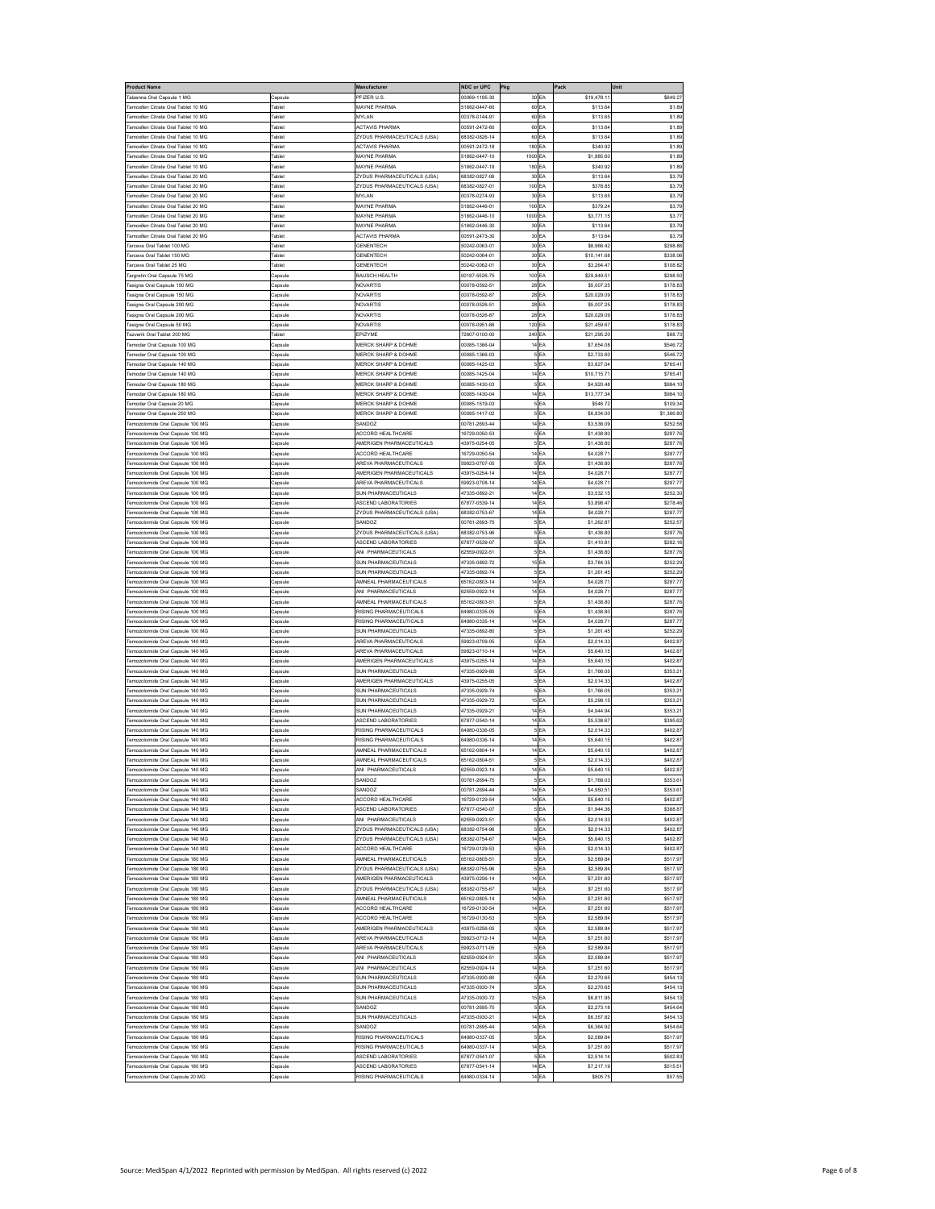| Product Name | | Manufacturer | NDC or UPC | Pkg | | Pack | Unit |
|---|---|---|---|---|---|---|---|
| Talzenna Oral Capsule 1 MG | Capsule | PFIZER U.S. | 00069-1195-30 | 30 | EA | $19,478.11 | $649.27 |
| Tamoxifen Citrate Oral Tablet 10 MG | Tablet | MAYNE PHARMA | 51862-0447-60 | 60 | EA | $113.64 | $1.89 |
| Tamoxifen Citrate Oral Tablet 10 MG | Tablet | MYLAN | 00378-0144-91 | 60 | EA | $113.65 | $1.89 |
| Tamoxifen Citrate Oral Tablet 10 MG | Tablet | ACTAVIS PHARMA | 00591-2472-60 | 60 | EA | $113.64 | $1.89 |
| Tamoxifen Citrate Oral Tablet 10 MG | Tablet | ZYDUS PHARMACEUTICALS (USA) | 68382-0826-14 | 60 | EA | $113.64 | $1.89 |
| Tamoxifen Citrate Oral Tablet 10 MG | Tablet | ACTAVIS PHARMA | 00591-2472-18 | 180 | EA | $340.92 | $1.89 |
| Tamoxifen Citrate Oral Tablet 10 MG | Tablet | MAYNE PHARMA | 51862-0447-10 | 1000 | EA | $1,885.60 | $1.89 |
| Tamoxifen Citrate Oral Tablet 10 MG | Tablet | MAYNE PHARMA | 51862-0447-18 | 180 | EA | $340.92 | $1.89 |
| Tamoxifen Citrate Oral Tablet 20 MG | Tablet | ZYDUS PHARMACEUTICALS (USA) | 68382-0827-06 | 30 | EA | $113.64 | $3.79 |
| Tamoxifen Citrate Oral Tablet 20 MG | Tablet | ZYDUS PHARMACEUTICALS (USA) | 68382-0827-01 | 100 | EA | $378.85 | $3.79 |
| Tamoxifen Citrate Oral Tablet 20 MG | Tablet | MYLAN | 00378-0274-93 | 30 | EA | $113.65 | $3.79 |
| Tamoxifen Citrate Oral Tablet 20 MG | Tablet | MAYNE PHARMA | 51862-0446-01 | 100 | EA | $379.24 | $3.79 |
| Tamoxifen Citrate Oral Tablet 20 MG | Tablet | MAYNE PHARMA | 51862-0446-10 | 1000 | EA | $3,771.15 | $3.77 |
| Tamoxifen Citrate Oral Tablet 20 MG | Tablet | MAYNE PHARMA | 51862-0446-30 | 30 | EA | $113.64 | $3.79 |
| Tamoxifen Citrate Oral Tablet 20 MG | Tablet | ACTAVIS PHARMA | 00591-2473-30 | 30 | EA | $113.64 | $3.79 |
| Tarceva Oral Tablet 100 MG | Tablet | GENENTECH | 50242-0063-01 | 30 | EA | $8,966.42 | $298.88 |
| Tarceva Oral Tablet 150 MG | Tablet | GENENTECH | 50242-0064-01 | 30 | EA | $10,141.68 | $338.06 |
| Tarceva Oral Tablet 25 MG | Tablet | GENENTECH | 50242-0062-01 | 30 | EA | $3,264.47 | $108.82 |
| Targretin Oral Capsule 75 MG | Capsule | BAUSCH HEALTH | 00187-5526-75 | 100 | EA | $29,849.51 | $298.50 |
| Tasigna Oral Capsule 150 MG | Capsule | NOVARTIS | 00078-0592-51 | 28 | EA | $5,007.25 | $178.83 |
| Tasigna Oral Capsule 150 MG | Capsule | NOVARTIS | 00078-0592-87 | 28 | EA | $20,029.09 | $178.83 |
| Tasigna Oral Capsule 200 MG | Capsule | NOVARTIS | 00078-0526-51 | 28 | EA | $5,007.25 | $178.83 |
| Tasigna Oral Capsule 200 MG | Capsule | NOVARTIS | 00078-0526-87 | 28 | EA | $20,029.09 | $178.83 |
| Tasigna Oral Capsule 50 MG | Capsule | NOVARTIS | 00078-0951-66 | 120 | EA | $21,459.67 | $178.83 |
| Tazverik Oral Tablet 200 MG | Tablet | EPIZYME | 72607-0100-00 | 240 | EA | $21,295.20 | $88.73 |
| Temodar Oral Capsule 100 MG | Capsule | MERCK SHARP & DOHME | 00085-1366-04 | 14 | EA | $7,654.08 | $546.72 |
| Temodar Oral Capsule 100 MG | Capsule | MERCK SHARP & DOHME | 00085-1366-03 | 5 | EA | $2,733.60 | $546.72 |
| Temodar Oral Capsule 140 MG | Capsule | MERCK SHARP & DOHME | 00085-1425-03 | 5 | EA | $3,827.04 | $765.41 |
| Temodar Oral Capsule 140 MG | Capsule | MERCK SHARP & DOHME | 00085-1425-04 | 14 | EA | $10,715.71 | $765.41 |
| Temodar Oral Capsule 180 MG | Capsule | MERCK SHARP & DOHME | 00085-1430-03 | 5 | EA | $4,920.48 | $984.10 |
| Temodar Oral Capsule 180 MG | Capsule | MERCK SHARP & DOHME | 00085-1430-04 | 14 | EA | $13,777.34 | $984.10 |
| Temodar Oral Capsule 20 MG | Capsule | MERCK SHARP & DOHME | 00085-1519-03 | 5 | EA | $546.72 | $109.34 |
| Temodar Oral Capsule 250 MG | Capsule | MERCK SHARP & DOHME | 00085-1417-02 | 5 | EA | $6,834.00 | $1,366.80 |
| Temozolomide Oral Capsule 100 MG | Capsule | SANDOZ | 00781-2693-44 | 14 | EA | $3,536.09 | $252.58 |
| Temozolomide Oral Capsule 100 MG | Capsule | ACCORD HEALTHCARE | 16729-0050-53 | 5 | EA | $1,438.80 | $287.76 |
| Temozolomide Oral Capsule 100 MG | Capsule | AMERIGEN PHARMACEUTICALS | 43975-0254-05 | 5 | EA | $1,438.80 | $287.76 |
| Temozolomide Oral Capsule 100 MG | Capsule | ACCORD HEALTHCARE | 16729-0050-54 | 14 | EA | $4,028.71 | $287.77 |
| Temozolomide Oral Capsule 100 MG | Capsule | AREVA PHARMACEUTICALS | 59923-0707-05 | 5 | EA | $1,438.80 | $287.76 |
| Temozolomide Oral Capsule 100 MG | Capsule | AMERIGEN PHARMACEUTICALS | 43975-0254-14 | 14 | EA | $4,028.71 | $287.77 |
| Temozolomide Oral Capsule 100 MG | Capsule | AREVA PHARMACEUTICALS | 59923-0708-14 | 14 | EA | $4,028.71 | $287.77 |
| Temozolomide Oral Capsule 100 MG | Capsule | SUN PHARMACEUTICALS | 47335-0892-21 | 14 | EA | $3,532.15 | $252.30 |
| Temozolomide Oral Capsule 100 MG | Capsule | ASCEND LABORATORIES | 67877-0539-14 | 14 | EA | $3,898.47 | $278.46 |
| Temozolomide Oral Capsule 100 MG | Capsule | ZYDUS PHARMACEUTICALS (USA) | 68382-0753-67 | 14 | EA | $4,028.71 | $287.77 |
| Temozolomide Oral Capsule 100 MG | Capsule | SANDOZ | 00781-2693-75 | 5 | EA | $1,262.87 | $252.57 |
| Temozolomide Oral Capsule 100 MG | Capsule | ZYDUS PHARMACEUTICALS (USA) | 68382-0753-96 | 5 | EA | $1,438.80 | $287.76 |
| Temozolomide Oral Capsule 100 MG | Capsule | ASCEND LABORATORIES | 67877-0539-07 | 5 | EA | $1,410.81 | $282.16 |
| Temozolomide Oral Capsule 100 MG | Capsule | ANI PHARMACEUTICALS | 62559-0922-51 | 5 | EA | $1,438.80 | $287.76 |
| Temozolomide Oral Capsule 100 MG | Capsule | SUN PHARMACEUTICALS | 47335-0892-72 | 15 | EA | $3,784.35 | $252.29 |
| Temozolomide Oral Capsule 100 MG | Capsule | SUN PHARMACEUTICALS | 47335-0892-74 | 5 | EA | $1,261.45 | $252.29 |
| Temozolomide Oral Capsule 100 MG | Capsule | AMNEAL PHARMACEUTICALS | 65162-0803-14 | 14 | EA | $4,028.71 | $287.77 |
| Temozolomide Oral Capsule 100 MG | Capsule | ANI PHARMACEUTICALS | 62559-0922-14 | 14 | EA | $4,028.71 | $287.77 |
| Temozolomide Oral Capsule 100 MG | Capsule | AMNEAL PHARMACEUTICALS | 65162-0803-51 | 5 | EA | $1,438.80 | $287.76 |
| Temozolomide Oral Capsule 100 MG | Capsule | RISING PHARMACEUTICALS | 64980-0335-05 | 5 | EA | $1,438.80 | $287.76 |
| Temozolomide Oral Capsule 100 MG | Capsule | RISING PHARMACEUTICALS | 64980-0335-14 | 14 | EA | $4,028.71 | $287.77 |
| Temozolomide Oral Capsule 100 MG | Capsule | SUN PHARMACEUTICALS | 47335-0892-80 | 5 | EA | $1,261.45 | $252.29 |
| Temozolomide Oral Capsule 140 MG | Capsule | AREVA PHARMACEUTICALS | 59923-0709-05 | 5 | EA | $2,014.33 | $402.87 |
| Temozolomide Oral Capsule 140 MG | Capsule | AREVA PHARMACEUTICALS | 59923-0710-14 | 14 | EA | $5,640.15 | $402.87 |
| Temozolomide Oral Capsule 140 MG | Capsule | AMERIGEN PHARMACEUTICALS | 43975-0255-14 | 14 | EA | $5,640.15 | $402.87 |
| Temozolomide Oral Capsule 140 MG | Capsule | SUN PHARMACEUTICALS | 47335-0929-80 | 5 | EA | $1,766.05 | $353.21 |
| Temozolomide Oral Capsule 140 MG | Capsule | AMERIGEN PHARMACEUTICALS | 43975-0255-05 | 5 | EA | $2,014.33 | $402.87 |
| Temozolomide Oral Capsule 140 MG | Capsule | SUN PHARMACEUTICALS | 47335-0929-74 | 5 | EA | $1,766.05 | $353.21 |
| Temozolomide Oral Capsule 140 MG | Capsule | SUN PHARMACEUTICALS | 47335-0929-72 | 15 | EA | $5,298.15 | $353.21 |
| Temozolomide Oral Capsule 140 MG | Capsule | SUN PHARMACEUTICALS | 47335-0929-21 | 14 | EA | $4,944.94 | $353.21 |
| Temozolomide Oral Capsule 140 MG | Capsule | ASCEND LABORATORIES | 67877-0540-14 | 14 | EA | $5,538.67 | $395.62 |
| Temozolomide Oral Capsule 140 MG | Capsule | RISING PHARMACEUTICALS | 64980-0336-05 | 5 | EA | $2,014.33 | $402.87 |
| Temozolomide Oral Capsule 140 MG | Capsule | RISING PHARMACEUTICALS | 64980-0336-14 | 14 | EA | $5,640.15 | $402.87 |
| Temozolomide Oral Capsule 140 MG | Capsule | AMNEAL PHARMACEUTICALS | 65162-0804-14 | 14 | EA | $5,640.15 | $402.87 |
| Temozolomide Oral Capsule 140 MG | Capsule | AMNEAL PHARMACEUTICALS | 65162-0804-51 | 5 | EA | $2,014.33 | $402.87 |
| Temozolomide Oral Capsule 140 MG | Capsule | ANI PHARMACEUTICALS | 62559-0923-14 | 14 | EA | $5,640.15 | $402.87 |
| Temozolomide Oral Capsule 140 MG | Capsule | SANDOZ | 00781-2694-75 | 5 | EA | $1,768.03 | $353.61 |
| Temozolomide Oral Capsule 140 MG | Capsule | SANDOZ | 00781-2694-44 | 14 | EA | $4,950.51 | $353.61 |
| Temozolomide Oral Capsule 140 MG | Capsule | ACCORD HEALTHCARE | 16729-0129-54 | 14 | EA | $5,640.15 | $402.87 |
| Temozolomide Oral Capsule 140 MG | Capsule | ASCEND LABORATORIES | 67877-0540-07 | 5 | EA | $1,944.36 | $388.87 |
| Temozolomide Oral Capsule 140 MG | Capsule | ANI PHARMACEUTICALS | 62559-0923-51 | 5 | EA | $2,014.33 | $402.87 |
| Temozolomide Oral Capsule 140 MG | Capsule | ZYDUS PHARMACEUTICALS (USA) | 68382-0754-96 | 5 | EA | $2,014.33 | $402.87 |
| Temozolomide Oral Capsule 140 MG | Capsule | ZYDUS PHARMACEUTICALS (USA) | 68382-0754-67 | 14 | EA | $5,640.15 | $402.87 |
| Temozolomide Oral Capsule 140 MG | Capsule | ACCORD HEALTHCARE | 16729-0129-53 | 5 | EA | $2,014.33 | $402.87 |
| Temozolomide Oral Capsule 180 MG | Capsule | AMNEAL PHARMACEUTICALS | 65162-0805-51 | 5 | EA | $2,589.84 | $517.97 |
| Temozolomide Oral Capsule 180 MG | Capsule | ZYDUS PHARMACEUTICALS (USA) | 68382-0755-96 | 5 | EA | $2,589.84 | $517.97 |
| Temozolomide Oral Capsule 180 MG | Capsule | AMERIGEN PHARMACEUTICALS | 43975-0256-14 | 14 | EA | $7,251.60 | $517.97 |
| Temozolomide Oral Capsule 180 MG | Capsule | ZYDUS PHARMACEUTICALS (USA) | 68382-0755-67 | 14 | EA | $7,251.60 | $517.97 |
| Temozolomide Oral Capsule 180 MG | Capsule | AMNEAL PHARMACEUTICALS | 65162-0805-14 | 14 | EA | $7,251.60 | $517.97 |
| Temozolomide Oral Capsule 180 MG | Capsule | ACCORD HEALTHCARE | 16729-0130-54 | 14 | EA | $7,251.60 | $517.97 |
| Temozolomide Oral Capsule 180 MG | Capsule | ACCORD HEALTHCARE | 16729-0130-53 | 5 | EA | $2,589.84 | $517.97 |
| Temozolomide Oral Capsule 180 MG | Capsule | AMERIGEN PHARMACEUTICALS | 43975-0256-05 | 5 | EA | $2,589.84 | $517.97 |
| Temozolomide Oral Capsule 180 MG | Capsule | AREVA PHARMACEUTICALS | 59923-0712-14 | 14 | EA | $7,251.60 | $517.97 |
| Temozolomide Oral Capsule 180 MG | Capsule | AREVA PHARMACEUTICALS | 59923-0711-05 | 5 | EA | $2,589.84 | $517.97 |
| Temozolomide Oral Capsule 180 MG | Capsule | ANI PHARMACEUTICALS | 62559-0924-51 | 5 | EA | $2,589.84 | $517.97 |
| Temozolomide Oral Capsule 180 MG | Capsule | ANI PHARMACEUTICALS | 62559-0924-14 | 14 | EA | $7,251.60 | $517.97 |
| Temozolomide Oral Capsule 180 MG | Capsule | SUN PHARMACEUTICALS | 47335-0930-80 | 5 | EA | $2,270.65 | $454.13 |
| Temozolomide Oral Capsule 180 MG | Capsule | SUN PHARMACEUTICALS | 47335-0930-74 | 5 | EA | $2,270.65 | $454.13 |
| Temozolomide Oral Capsule 180 MG | Capsule | SUN PHARMACEUTICALS | 47335-0930-72 | 15 | EA | $6,811.95 | $454.13 |
| Temozolomide Oral Capsule 180 MG | Capsule | SANDOZ | 00781-2695-75 | 5 | EA | $2,273.18 | $454.64 |
| Temozolomide Oral Capsule 180 MG | Capsule | SUN PHARMACEUTICALS | 47335-0930-21 | 14 | EA | $6,357.82 | $454.13 |
| Temozolomide Oral Capsule 180 MG | Capsule | SANDOZ | 00781-2695-44 | 14 | EA | $6,364.92 | $454.64 |
| Temozolomide Oral Capsule 180 MG | Capsule | RISING PHARMACEUTICALS | 64980-0337-05 | 5 | EA | $2,589.84 | $517.97 |
| Temozolomide Oral Capsule 180 MG | Capsule | RISING PHARMACEUTICALS | 64980-0337-14 | 14 | EA | $7,251.60 | $517.97 |
| Temozolomide Oral Capsule 180 MG | Capsule | ASCEND LABORATORIES | 67877-0541-07 | 5 | EA | $2,514.14 | $502.83 |
| Temozolomide Oral Capsule 180 MG | Capsule | ASCEND LABORATORIES | 67877-0541-14 | 14 | EA | $7,217.19 | $515.51 |
| Temozolomide Oral Capsule 20 MG | Capsule | RISING PHARMACEUTICALS | 64980-0334-14 | 14 | EA | $805.75 | $57.55 |

Source: MediSpan 4/1/2022 Reprinted with permission by MediSpan. All rights reserved (c) 2022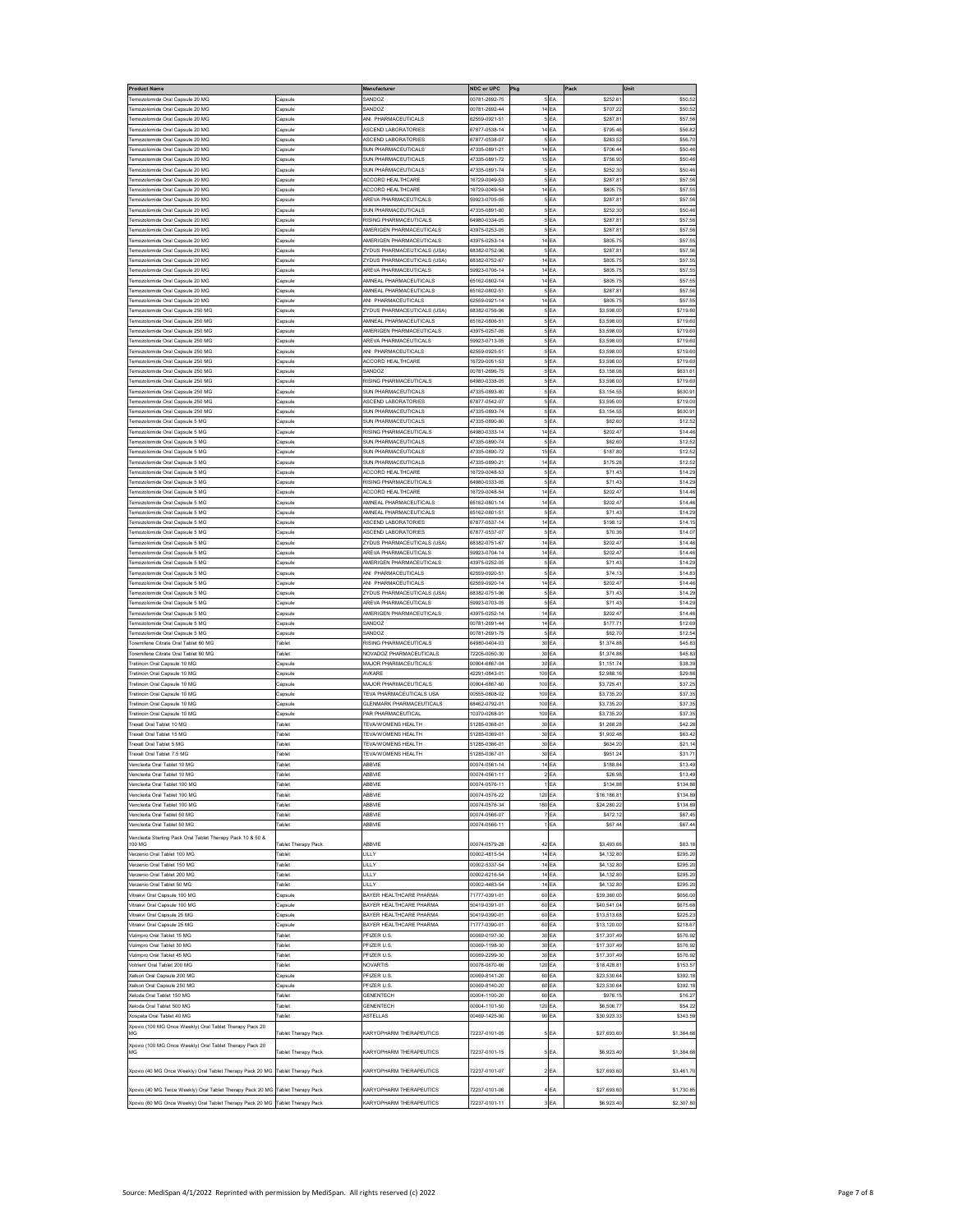| Product Name | | Manufacturer | NDC or UPC | Pkg | | Pack | Unit |
|---|---|---|---|---|---|---|---|
| Temozolomide Oral Capsule 20 MG | Capsule | SANDOZ | 00781-2692-75 | 5 | EA | $252.61 | $50.52 |
| Temozolomide Oral Capsule 20 MG | Capsule | SANDOZ | 00781-2692-44 | 14 | EA | $707.22 | $50.52 |
| Temozolomide Oral Capsule 20 MG | Capsule | ANI PHARMACEUTICALS | 62559-0921-51 | 5 | EA | $287.81 | $57.56 |
| Temozolomide Oral Capsule 20 MG | Capsule | ASCEND LABORATORIES | 67877-0538-14 | 14 | EA | $795.46 | $56.82 |
| Temozolomide Oral Capsule 20 MG | Capsule | ASCEND LABORATORIES | 67877-0538-07 | 5 | EA | $283.52 | $56.70 |
| Temozolomide Oral Capsule 20 MG | Capsule | SUN PHARMACEUTICALS | 47335-0891-21 | 14 | EA | $706.44 | $50.46 |
| Temozolomide Oral Capsule 20 MG | Capsule | SUN PHARMACEUTICALS | 47335-0891-72 | 15 | EA | $756.90 | $50.46 |
| Temozolomide Oral Capsule 20 MG | Capsule | SUN PHARMACEUTICALS | 47335-0891-74 | 5 | EA | $252.30 | $50.46 |
| Temozolomide Oral Capsule 20 MG | Capsule | ACCORD HEALTHCARE | 16729-0049-53 | 5 | EA | $287.81 | $57.56 |
| Temozolomide Oral Capsule 20 MG | Capsule | ACCORD HEALTHCARE | 16729-0049-54 | 14 | EA | $805.75 | $57.55 |
| Temozolomide Oral Capsule 20 MG | Capsule | AREVA PHARMACEUTICALS | 59923-0705-05 | 5 | EA | $287.81 | $57.56 |
| Temozolomide Oral Capsule 20 MG | Capsule | SUN PHARMACEUTICALS | 47335-0891-80 | 5 | EA | $252.30 | $50.46 |
| Temozolomide Oral Capsule 20 MG | Capsule | RISING PHARMACEUTICALS | 64980-0334-05 | 5 | EA | $287.81 | $57.56 |
| Temozolomide Oral Capsule 20 MG | Capsule | AMERIGEN PHARMACEUTICALS | 43975-0253-05 | 5 | EA | $287.81 | $57.56 |
| Temozolomide Oral Capsule 20 MG | Capsule | AMERIGEN PHARMACEUTICALS | 43975-0253-14 | 14 | EA | $805.75 | $57.55 |
| Temozolomide Oral Capsule 20 MG | Capsule | ZYDUS PHARMACEUTICALS (USA) | 68382-0752-96 | 5 | EA | $287.81 | $57.56 |
| Temozolomide Oral Capsule 20 MG | Capsule | ZYDUS PHARMACEUTICALS (USA) | 68382-0752-67 | 14 | EA | $805.75 | $57.55 |
| Temozolomide Oral Capsule 20 MG | Capsule | AREVA PHARMACEUTICALS | 59923-0706-14 | 14 | EA | $805.75 | $57.55 |
| Temozolomide Oral Capsule 20 MG | Capsule | AMNEAL PHARMACEUTICALS | 65162-0802-14 | 14 | EA | $805.75 | $57.55 |
| Temozolomide Oral Capsule 20 MG | Capsule | AMNEAL PHARMACEUTICALS | 65162-0802-51 | 5 | EA | $287.81 | $57.56 |
| Temozolomide Oral Capsule 20 MG | Capsule | ANI PHARMACEUTICALS | 62559-0921-14 | 14 | EA | $805.75 | $57.55 |
| Temozolomide Oral Capsule 250 MG | Capsule | ZYDUS PHARMACEUTICALS (USA) | 68382-0756-96 | 5 | EA | $3,598.00 | $719.60 |
| Temozolomide Oral Capsule 250 MG | Capsule | AMNEAL PHARMACEUTICALS | 65162-0806-51 | 5 | EA | $3,598.00 | $719.60 |
| Temozolomide Oral Capsule 250 MG | Capsule | AMERIGEN PHARMACEUTICALS | 43975-0257-05 | 5 | EA | $3,598.00 | $719.60 |
| Temozolomide Oral Capsule 250 MG | Capsule | AREVA PHARMACEUTICALS | 59923-0713-05 | 5 | EA | $3,598.00 | $719.60 |
| Temozolomide Oral Capsule 250 MG | Capsule | ANI PHARMACEUTICALS | 62559-0925-51 | 5 | EA | $3,598.00 | $719.60 |
| Temozolomide Oral Capsule 250 MG | Capsule | ACCORD HEALTHCARE | 16729-0051-53 | 5 | EA | $3,598.00 | $719.60 |
| Temozolomide Oral Capsule 250 MG | Capsule | SANDOZ | 00781-2696-75 | 5 | EA | $3,158.06 | $631.61 |
| Temozolomide Oral Capsule 250 MG | Capsule | RISING PHARMACEUTICALS | 64980-0338-05 | 5 | EA | $3,598.00 | $719.60 |
| Temozolomide Oral Capsule 250 MG | Capsule | SUN PHARMACEUTICALS | 47335-0893-80 | 5 | EA | $3,154.55 | $630.91 |
| Temozolomide Oral Capsule 250 MG | Capsule | ASCEND LABORATORIES | 67877-0542-07 | 5 | EA | $3,595.00 | $719.00 |
| Temozolomide Oral Capsule 250 MG | Capsule | SUN PHARMACEUTICALS | 47335-0893-74 | 5 | EA | $3,154.55 | $630.91 |
| Temozolomide Oral Capsule 5 MG | Capsule | SUN PHARMACEUTICALS | 47335-0890-80 | 5 | EA | $62.60 | $12.52 |
| Temozolomide Oral Capsule 5 MG | Capsule | RISING PHARMACEUTICALS | 64980-0333-14 | 14 | EA | $202.47 | $14.46 |
| Temozolomide Oral Capsule 5 MG | Capsule | SUN PHARMACEUTICALS | 47335-0890-74 | 5 | EA | $62.60 | $12.52 |
| Temozolomide Oral Capsule 5 MG | Capsule | SUN PHARMACEUTICALS | 47335-0890-72 | 15 | EA | $187.80 | $12.52 |
| Temozolomide Oral Capsule 5 MG | Capsule | SUN PHARMACEUTICALS | 47335-0890-21 | 14 | EA | $175.28 | $12.52 |
| Temozolomide Oral Capsule 5 MG | Capsule | ACCORD HEALTHCARE | 16729-0048-53 | 5 | EA | $71.43 | $14.29 |
| Temozolomide Oral Capsule 5 MG | Capsule | RISING PHARMACEUTICALS | 64980-0333-05 | 5 | EA | $71.43 | $14.29 |
| Temozolomide Oral Capsule 5 MG | Capsule | ACCORD HEALTHCARE | 16729-0048-54 | 14 | EA | $202.47 | $14.46 |
| Temozolomide Oral Capsule 5 MG | Capsule | AMNEAL PHARMACEUTICALS | 65162-0801-14 | 14 | EA | $202.47 | $14.46 |
| Temozolomide Oral Capsule 5 MG | Capsule | AMNEAL PHARMACEUTICALS | 65162-0801-51 | 5 | EA | $71.43 | $14.29 |
| Temozolomide Oral Capsule 5 MG | Capsule | ASCEND LABORATORIES | 67877-0537-14 | 14 | EA | $198.12 | $14.15 |
| Temozolomide Oral Capsule 5 MG | Capsule | ASCEND LABORATORIES | 67877-0537-07 | 5 | EA | $70.36 | $14.07 |
| Temozolomide Oral Capsule 5 MG | Capsule | ZYDUS PHARMACEUTICALS (USA) | 68382-0751-67 | 14 | EA | $202.47 | $14.46 |
| Temozolomide Oral Capsule 5 MG | Capsule | AREVA PHARMACEUTICALS | 59923-0704-14 | 14 | EA | $202.47 | $14.46 |
| Temozolomide Oral Capsule 5 MG | Capsule | AMERIGEN PHARMACEUTICALS | 43975-0252-05 | 5 | EA | $71.43 | $14.29 |
| Temozolomide Oral Capsule 5 MG | Capsule | ANI PHARMACEUTICALS | 62559-0920-51 | 5 | EA | $74.13 | $14.83 |
| Temozolomide Oral Capsule 5 MG | Capsule | ANI PHARMACEUTICALS | 62559-0920-14 | 14 | EA | $202.47 | $14.46 |
| Temozolomide Oral Capsule 5 MG | Capsule | ZYDUS PHARMACEUTICALS (USA) | 68382-0751-96 | 5 | EA | $71.43 | $14.29 |
| Temozolomide Oral Capsule 5 MG | Capsule | AREVA PHARMACEUTICALS | 59923-0703-05 | 5 | EA | $71.43 | $14.29 |
| Temozolomide Oral Capsule 5 MG | Capsule | AMERIGEN PHARMACEUTICALS | 43975-0252-14 | 14 | EA | $202.47 | $14.46 |
| Temozolomide Oral Capsule 5 MG | Capsule | SANDOZ | 00781-2691-44 | 14 | EA | $177.71 | $12.69 |
| Temozolomide Oral Capsule 5 MG | Capsule | SANDOZ | 00781-2691-75 | 5 | EA | $62.70 | $12.54 |
| Toremifene Citrate Oral Tablet 60 MG | Tablet | RISING PHARMACEUTICALS | 64980-0404-03 | 30 | EA | $1,374.88 | $45.83 |
| Toremifene Citrate Oral Tablet 60 MG | Tablet | NOVADOZ PHARMACEUTICALS | 72205-0050-30 | 30 | EA | $1,374.88 | $45.83 |
| Tretinoin Oral Capsule 10 MG | Capsule | MAJOR PHARMACEUTICALS | 00904-6867-04 | 30 | EA | $1,151.74 | $38.39 |
| Tretinoin Oral Capsule 10 MG | Capsule | AVKARE | 42291-0843-01 | 100 | EA | $2,988.16 | $29.88 |
| Tretinoin Oral Capsule 10 MG | Capsule | MAJOR PHARMACEUTICALS | 00904-6867-60 | 100 | EA | $3,725.41 | $37.25 |
| Tretinoin Oral Capsule 10 MG | Capsule | TEVA PHARMACEUTICALS USA | 00555-0808-02 | 100 | EA | $3,735.20 | $37.35 |
| Tretinoin Oral Capsule 10 MG | Capsule | GLENMARK PHARMACEUTICALS | 68462-0792-01 | 100 | EA | $3,735.20 | $37.35 |
| Tretinoin Oral Capsule 10 MG | Capsule | PAR PHARMACEUTICAL | 10370-0268-01 | 100 | EA | $3,735.20 | $37.35 |
| Trexall Oral Tablet 10 MG | Tablet | TEVA/WOMENS HEALTH | 51285-0368-01 | 30 | EA | $1,268.28 | $42.28 |
| Trexall Oral Tablet 15 MG | Tablet | TEVA/WOMENS HEALTH | 51285-0369-01 | 30 | EA | $1,902.48 | $63.42 |
| Trexall Oral Tablet 5 MG | Tablet | TEVA/WOMENS HEALTH | 51285-0366-01 | 30 | EA | $634.20 | $21.14 |
| Trexall Oral Tablet 7.5 MG | Tablet | TEVA/WOMENS HEALTH | 51285-0367-01 | 30 | EA | $951.24 | $31.71 |
| Venclexta Oral Tablet 10 MG | Tablet | ABBVIE | 00074-0561-14 | 14 | EA | $188.84 | $13.49 |
| Venclexta Oral Tablet 10 MG | Tablet | ABBVIE | 00074-0561-11 | 2 | EA | $26.98 | $13.49 |
| Venclexta Oral Tablet 100 MG | Tablet | ABBVIE | 00074-0576-11 | 1 | EA | $134.88 | $134.88 |
| Venclexta Oral Tablet 100 MG | Tablet | ABBVIE | 00074-0576-22 | 120 | EA | $16,186.81 | $134.89 |
| Venclexta Oral Tablet 100 MG | Tablet | ABBVIE | 00074-0576-34 | 180 | EA | $24,280.22 | $134.89 |
| Venclexta Oral Tablet 50 MG | Tablet | ABBVIE | 00074-0566-07 | 7 | EA | $472.12 | $67.45 |
| Venclexta Oral Tablet 50 MG | Tablet | ABBVIE | 00074-0566-11 | 1 | EA | $67.44 | $67.44 |
| Venclexta Starting Pack Oral Tablet Therapy Pack 10 & 50 & 100 MG | Tablet Therapy Pack | ABBVIE | 00074-0579-28 | 42 | EA | $3,493.66 | $83.18 |
| Verzenio Oral Tablet 100 MG | Tablet | LILLY | 00002-4815-54 | 14 | EA | $4,132.80 | $295.20 |
| Verzenio Oral Tablet 150 MG | Tablet | LILLY | 00002-5337-54 | 14 | EA | $4,132.80 | $295.20 |
| Verzenio Oral Tablet 200 MG | Tablet | LILLY | 00002-6216-54 | 14 | EA | $4,132.80 | $295.20 |
| Verzenio Oral Tablet 50 MG | Tablet | LILLY | 00002-4483-54 | 14 | EA | $4,132.80 | $295.20 |
| Vitrakvi Oral Capsule 100 MG | Capsule | BAYER HEALTHCARE PHARMA | 71777-0391-01 | 60 | EA | $39,360.00 | $656.00 |
| Vitrakvi Oral Capsule 100 MG | Capsule | BAYER HEALTHCARE PHARMA | 50419-0391-01 | 60 | EA | $40,541.04 | $675.68 |
| Vitrakvi Oral Capsule 25 MG | Capsule | BAYER HEALTHCARE PHARMA | 50419-0390-01 | 60 | EA | $13,513.68 | $225.23 |
| Vitrakvi Oral Capsule 25 MG | Capsule | BAYER HEALTHCARE PHARMA | 71777-0390-01 | 60 | EA | $13,120.00 | $218.67 |
| Vizimpro Oral Tablet 15 MG | Tablet | PFIZER U.S. | 00069-0197-30 | 30 | EA | $17,307.49 | $576.92 |
| Vizimpro Oral Tablet 30 MG | Tablet | PFIZER U.S. | 00069-1198-30 | 30 | EA | $17,307.49 | $576.92 |
| Vizimpro Oral Tablet 45 MG | Tablet | PFIZER U.S. | 00069-2299-30 | 30 | EA | $17,307.49 | $576.92 |
| Votrient Oral Tablet 200 MG | Tablet | NOVARTIS | 00078-0670-66 | 120 | EA | $18,428.81 | $153.57 |
| Xalkori Oral Capsule 200 MG | Capsule | PFIZER U.S. | 00069-8141-20 | 60 | EA | $23,530.64 | $392.18 |
| Xalkori Oral Capsule 250 MG | Capsule | PFIZER U.S. | 00069-8140-20 | 60 | EA | $23,530.64 | $392.18 |
| Xeloda Oral Tablet 150 MG | Tablet | GENENTECH | 00004-1100-20 | 60 | EA | $976.15 | $16.27 |
| Xeloda Oral Tablet 500 MG | Tablet | GENENTECH | 00004-1101-50 | 120 | EA | $6,506.77 | $54.22 |
| Xospata Oral Tablet 40 MG | Tablet | ASTELLAS | 00469-1425-90 | 90 | EA | $30,923.33 | $343.59 |
| Xpovio (100 MG Once Weekly) Oral Tablet Therapy Pack 20 MG | Tablet Therapy Pack | KARYOPHARM THERAPEUTICS | 72237-0101-05 | 5 | EA | $27,693.60 | $1,384.68 |
| Xpovio (100 MG Once Weekly) Oral Tablet Therapy Pack 20 MG | Tablet Therapy Pack | KARYOPHARM THERAPEUTICS | 72237-0101-15 | 5 | EA | $6,923.40 | $1,384.68 |
| Xpovio (40 MG Once Weekly) Oral Tablet Therapy Pack 20 MG | Tablet Therapy Pack | KARYOPHARM THERAPEUTICS | 72237-0101-07 | 2 | EA | $27,693.60 | $3,461.70 |
| Xpovio (40 MG Twice Weekly) Oral Tablet Therapy Pack 20 MG | Tablet Therapy Pack | KARYOPHARM THERAPEUTICS | 72237-0101-06 | 4 | EA | $27,693.60 | $1,730.85 |
| Xpovio (60 MG Once Weekly) Oral Tablet Therapy Pack 20 MG | Tablet Therapy Pack | KARYOPHARM THERAPEUTICS | 72237-0101-11 | 3 | EA | $6,923.40 | $2,307.80 |

Source: MediSpan 4/1/2022 Reprinted with permission by MediSpan. All rights reserved (c) 2022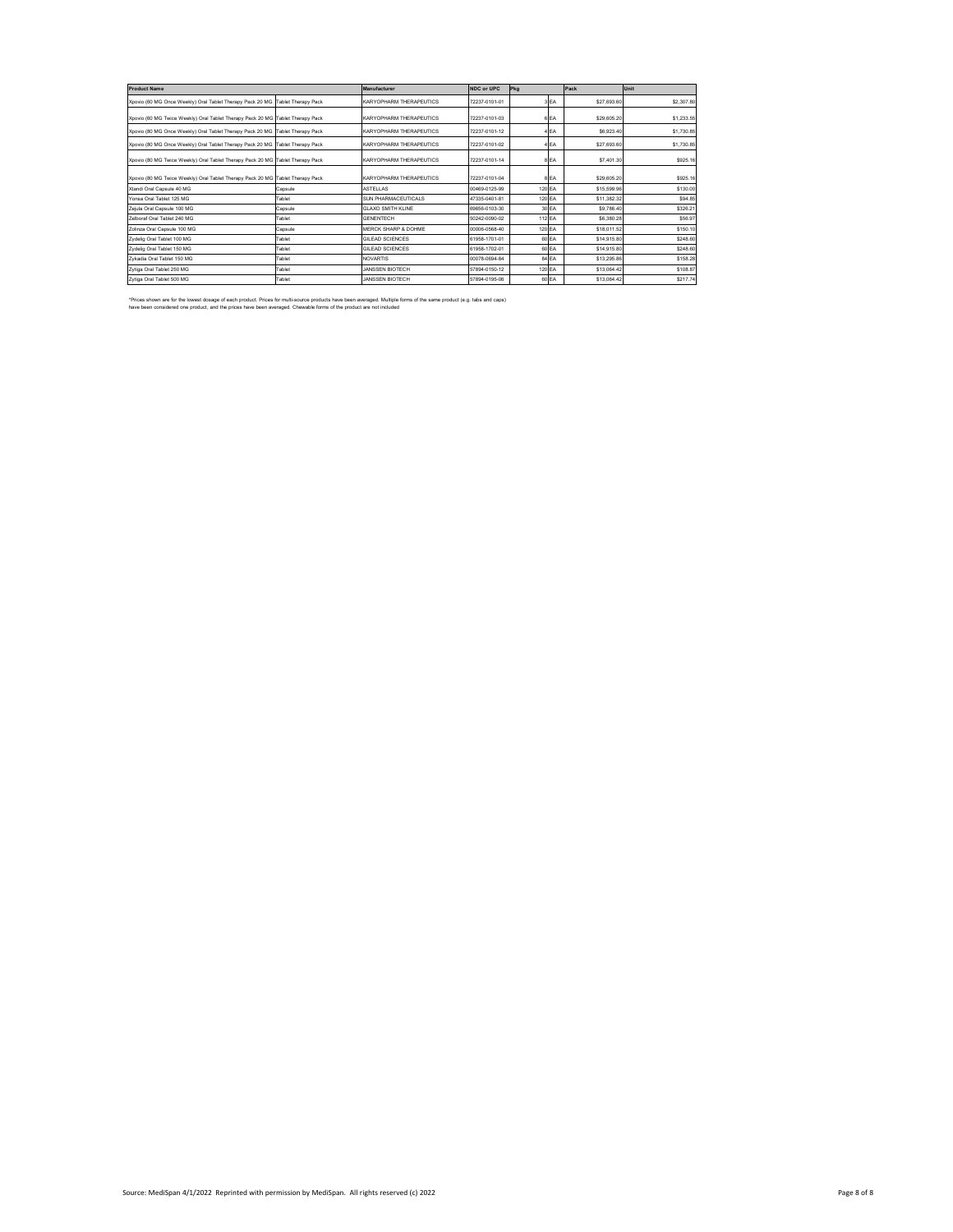| Product Name | | Manufacturer | NDC or UPC | Pkg | | Pack | Unit |
|---|---|---|---|---|---|---|---|
| Xpovio (60 MG Once Weekly) Oral Tablet Therapy Pack 20 MG | Tablet Therapy Pack | KARYOPHARM THERAPEUTICS | 72237-0101-01 | 3 | EA | $27,693.60 | $2,307.80 |
| Xpovio (60 MG Twice Weekly) Oral Tablet Therapy Pack 20 MG | Tablet Therapy Pack | KARYOPHARM THERAPEUTICS | 72237-0101-03 | 6 | EA | $29,605.20 | $1,233.55 |
| Xpovio (80 MG Once Weekly) Oral Tablet Therapy Pack 20 MG | Tablet Therapy Pack | KARYOPHARM THERAPEUTICS | 72237-0101-12 | 4 | EA | $6,923.40 | $1,730.85 |
| Xpovio (80 MG Once Weekly) Oral Tablet Therapy Pack 20 MG | Tablet Therapy Pack | KARYOPHARM THERAPEUTICS | 72237-0101-02 | 4 | EA | $27,693.60 | $1,730.85 |
| Xpovio (80 MG Twice Weekly) Oral Tablet Therapy Pack 20 MG | Tablet Therapy Pack | KARYOPHARM THERAPEUTICS | 72237-0101-14 | 8 | EA | $7,401.30 | $925.16 |
| Xpovio (80 MG Twice Weekly) Oral Tablet Therapy Pack 20 MG | Tablet Therapy Pack | KARYOPHARM THERAPEUTICS | 72237-0101-04 | 8 | EA | $29,605.20 | $925.16 |
| Xtandi Oral Capsule 40 MG | Capsule | ASTELLAS | 00469-0125-99 | 120 | EA | $15,599.96 | $130.00 |
| Yonsa Oral Tablet 125 MG | Tablet | SUN PHARMACEUTICALS | 47335-0401-81 | 120 | EA | $11,382.32 | $94.85 |
| Zejula Oral Capsule 100 MG | Capsule | GLAXO SMITH KLINE | 69656-0103-30 | 30 | EA | $9,786.40 | $326.21 |
| Zelboraf Oral Tablet 240 MG | Tablet | GENENTECH | 50242-0090-02 | 112 | EA | $6,380.28 | $56.97 |
| Zolinza Oral Capsule 100 MG | Capsule | MERCK SHARP & DOHME | 00006-0568-40 | 120 | EA | $18,011.52 | $150.10 |
| Zydelig Oral Tablet 100 MG | Tablet | GILEAD SCIENCES | 61958-1701-01 | 60 | EA | $14,915.80 | $248.60 |
| Zydelig Oral Tablet 150 MG | Tablet | GILEAD SCIENCES | 61958-1702-01 | 60 | EA | $14,915.80 | $248.60 |
| Zykadia Oral Tablet 150 MG | Tablet | NOVARTIS | 00078-0694-84 | 84 | EA | $13,295.86 | $158.28 |
| Zytiga Oral Tablet 250 MG | Tablet | JANSSEN BIOTECH | 57894-0150-12 | 120 | EA | $13,064.42 | $108.87 |
| Zytiga Oral Tablet 500 MG | Tablet | JANSSEN BIOTECH | 57894-0195-06 | 60 | EA | $13,064.42 | $217.74 |

*Prices shown are for the lowest dosage of each product. Prices for multi-source products have been averaged. Multiple forms of the same product (e.g. tabs and caps) have been considered one product, and the prices have been averaged. Chewable forms of the product are not included

Source: MediSpan 4/1/2022 Reprinted with permission by MediSpan. All rights reserved (c) 2022